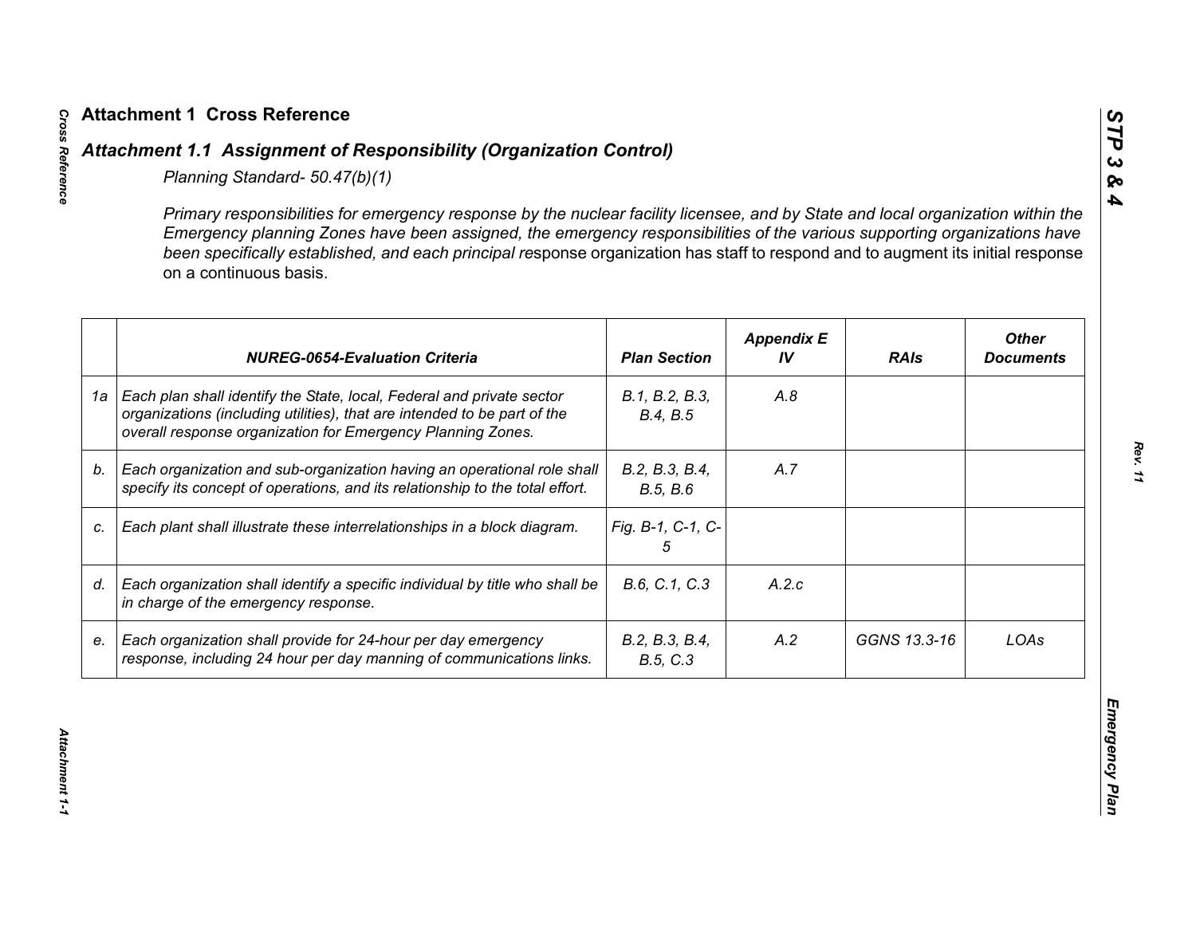# Attachment 1 Cross Reference

## *Attachment 1.1 Assignment of Responsibility (Organization Control)*

*Planning Standard- 50.47(b)(1)*

*Primary responsibilities for emergency response by the nuclear facility licensee, and by State and local organization within the Emergency planning Zones have been assigned, the emergency responsibilities of the various supporting organizations have been specifically established, and each principal re*sponse organization has staff to respond and to augment its initial response on a continuous basis.

| | *NUREG-0654-Evaluation Criteria* | *Plan Section* | *Appendix E IV* | *RAIs* | *Other Documents* |
|---|---|---|---|---|---|
| *1a* | *Each plan shall identify the State, local, Federal and private sector organizations (including utilities), that are intended to be part of the overall response organization for Emergency Planning Zones.* | *B.1, B.2, B.3, B.4, B.5* | *A.8* | | |
| *b.* | *Each organization and sub-organization having an operational role shall specify its concept of operations, and its relationship to the total effort.* | *B.2, B.3, B.4, B.5, B.6* | *A.7* | | |
| *c.* | *Each plant shall illustrate these interrelationships in a block diagram.* | *Fig. B-1, C-1, C-5* | | | |
| *d.* | *Each organization shall identify a specific individual by title who shall be in charge of the emergency response.* | *B.6, C.1, C.3* | *A.2.c* | | |
| *e.* | *Each organization shall provide for 24-hour per day emergency response, including 24 hour per day manning of communications links.* | *B.2, B.3, B.4, B.5, C.3* | *A.2* | *GGNS 13.3-16* | *LOAs* |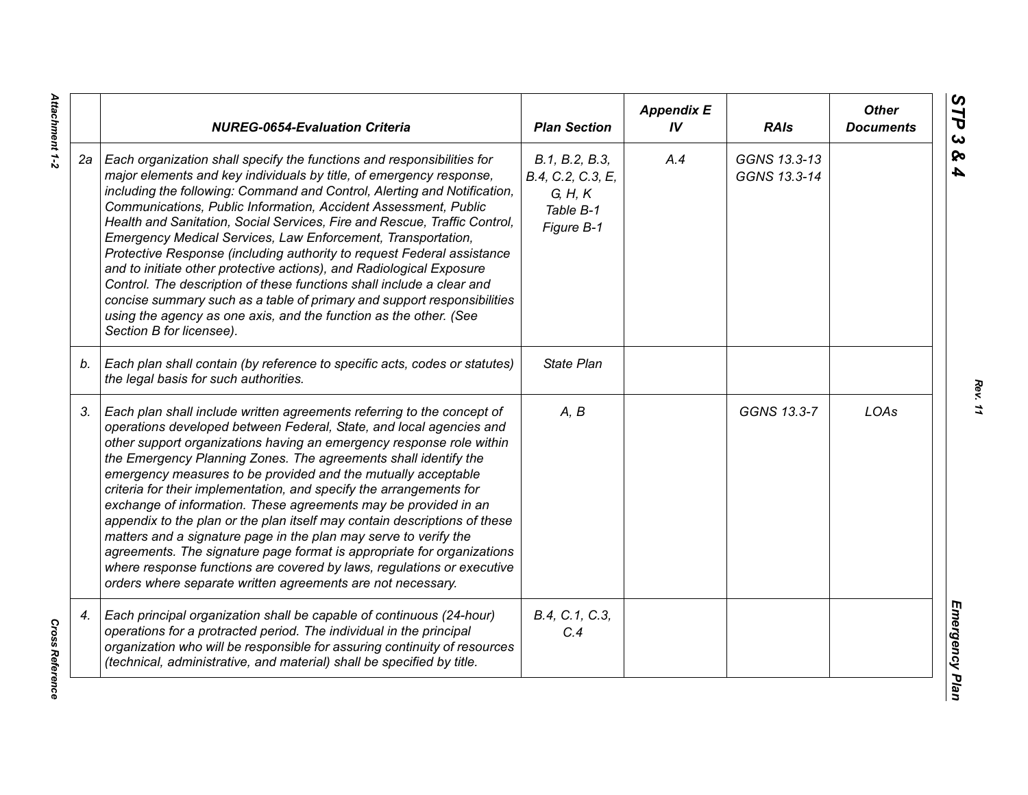|  | NUREG-0654-Evaluation Criteria | Plan Section | Appendix E IV | RAIs | Other Documents |
|---|---|---|---|---|---|
| 2a | *Each organization shall specify the functions and responsibilities for major elements and key individuals by title, of emergency response, including the following: Command and Control, Alerting and Notification, Communications, Public Information, Accident Assessment, Public Health and Sanitation, Social Services, Fire and Rescue, Traffic Control, Emergency Medical Services, Law Enforcement, Transportation, Protective Response (including authority to request Federal assistance and to initiate other protective actions), and Radiological Exposure Control. The description of these functions shall include a clear and concise summary such as a table of primary and support responsibilities using the agency as one axis, and the function as the other. (See Section B for licensee).* | *B.1, B.2, B.3, B.4, C.2, C.3, E, G, H, K Table B-1 Figure B-1* | *A.4* | *GGNS 13.3-13 GGNS 13.3-14* |  |
| b. | *Each plan shall contain (by reference to specific acts, codes or statutes) the legal basis for such authorities.* | *State Plan* |  |  |  |
| 3. | *Each plan shall include written agreements referring to the concept of operations developed between Federal, State, and local agencies and other support organizations having an emergency response role within the Emergency Planning Zones. The agreements shall identify the emergency measures to be provided and the mutually acceptable criteria for their implementation, and specify the arrangements for exchange of information. These agreements may be provided in an appendix to the plan or the plan itself may contain descriptions of these matters and a signature page in the plan may serve to verify the agreements. The signature page format is appropriate for organizations where response functions are covered by laws, regulations or executive orders where separate written agreements are not necessary.* | *A, B* |  | *GGNS 13.3-7* | *LOAs* |
| 4. | *Each principal organization shall be capable of continuous (24-hour) operations for a protracted period. The individual in the principal organization who will be responsible for assuring continuity of resources (technical, administrative, and material) shall be specified by title.* | *B.4, C.1, C.3, C.4* |  |  |  |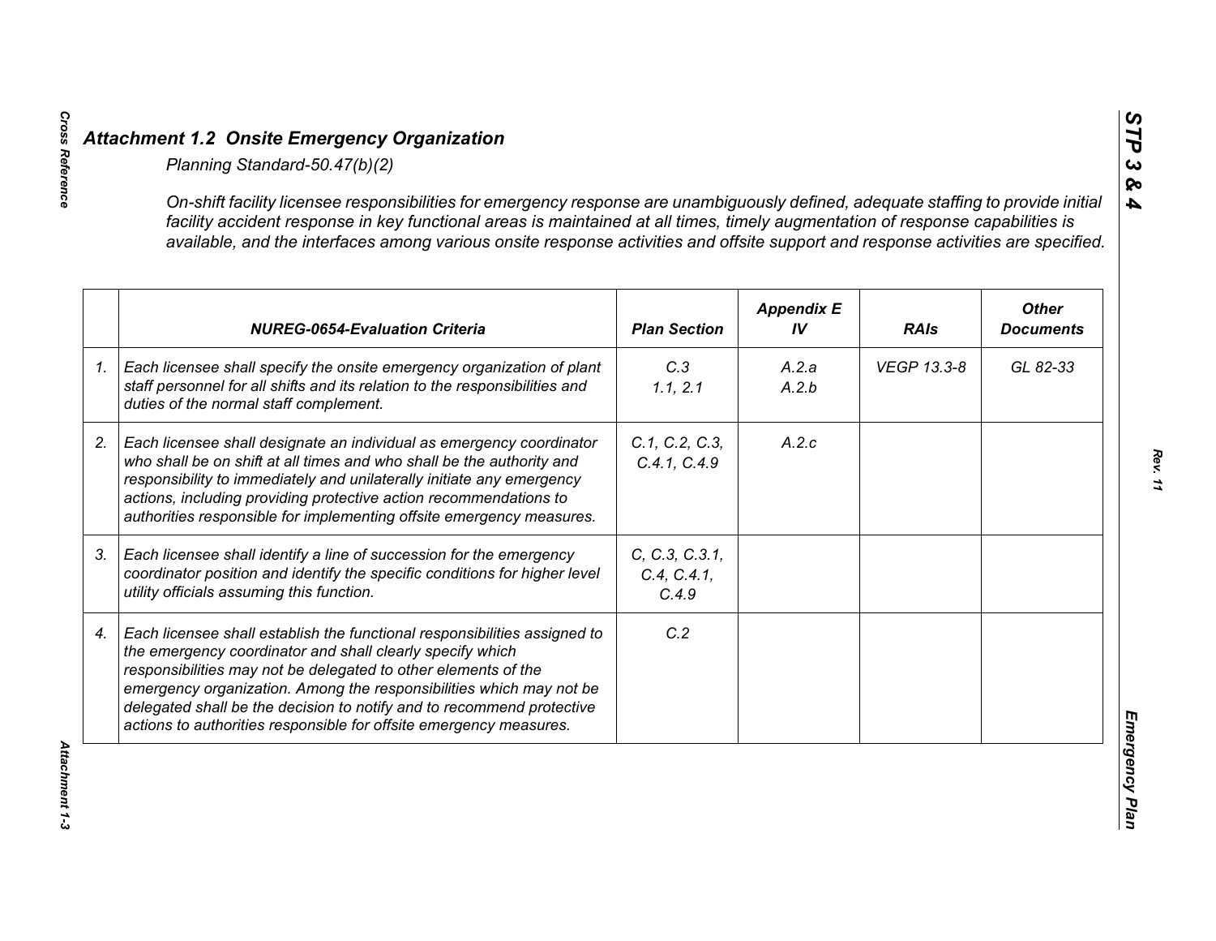## *Attachment 1.2 Onsite Emergency Organization*

*Planning Standard-50.47(b)(2)*

*On-shift facility licensee responsibilities for emergency response are unambiguously defined, adequate staffing to provide initial facility accident response in key functional areas is maintained at all times, timely augmentation of response capabilities is available, and the interfaces among various onsite response activities and offsite support and response activities are specified.*

| | NUREG-0654-Evaluation Criteria | Plan Section | Appendix E IV | RAIs | Other Documents |
|---|---|---|---|---|---|
| 1. | Each licensee shall specify the onsite emergency organization of plant staff personnel for all shifts and its relation to the responsibilities and duties of the normal staff complement. | C.3<br>1.1, 2.1 | A.2.a<br>A.2.b | VEGP 13.3-8 | GL 82-33 |
| 2. | Each licensee shall designate an individual as emergency coordinator who shall be on shift at all times and who shall be the authority and responsibility to immediately and unilaterally initiate any emergency actions, including providing protective action recommendations to authorities responsible for implementing offsite emergency measures. | C.1, C.2, C.3, C.4.1, C.4.9 | A.2.c | | |
| 3. | Each licensee shall identify a line of succession for the emergency coordinator position and identify the specific conditions for higher level utility officials assuming this function. | C, C.3, C.3.1, C.4, C.4.1, C.4.9 | | | |
| 4. | Each licensee shall establish the functional responsibilities assigned to the emergency coordinator and shall clearly specify which responsibilities may not be delegated to other elements of the emergency organization. Among the responsibilities which may not be delegated shall be the decision to notify and to recommend protective actions to authorities responsible for offsite emergency measures. | C.2 | | | |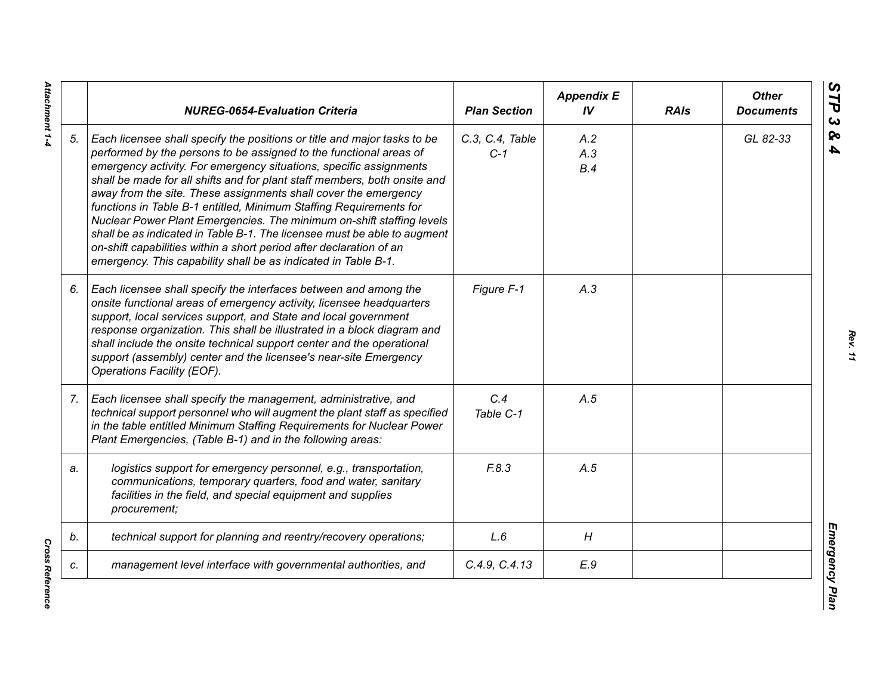| | NUREG-0654-Evaluation Criteria | Plan Section | Appendix E IV | RAIs | Other Documents |
|---|---|---|---|---|---|
| 5. | *Each licensee shall specify the positions or title and major tasks to be performed by the persons to be assigned to the functional areas of emergency activity. For emergency situations, specific assignments shall be made for all shifts and for plant staff members, both onsite and away from the site. These assignments shall cover the emergency functions in Table B-1 entitled, Minimum Staffing Requirements for Nuclear Power Plant Emergencies. The minimum on-shift staffing levels shall be as indicated in Table B-1. The licensee must be able to augment on-shift capabilities within a short period after declaration of an emergency. This capability shall be as indicated in Table B-1.* | *C.3, C.4, Table C-1* | *A.2 A.3 B.4* | | *GL 82-33* |
| 6. | *Each licensee shall specify the interfaces between and among the onsite functional areas of emergency activity, licensee headquarters support, local services support, and State and local government response organization. This shall be illustrated in a block diagram and shall include the onsite technical support center and the operational support (assembly) center and the licensee's near-site Emergency Operations Facility (EOF).* | *Figure F-1* | *A.3* | | |
| 7. | *Each licensee shall specify the management, administrative, and technical support personnel who will augment the plant staff as specified in the table entitled Minimum Staffing Requirements for Nuclear Power Plant Emergencies, (Table B-1) and in the following areas:* | *C.4 Table C-1* | *A.5* | | |
| a. | *logistics support for emergency personnel, e.g., transportation, communications, temporary quarters, food and water, sanitary facilities in the field, and special equipment and supplies procurement;* | *F.8.3* | *A.5* | | |
| b. | *technical support for planning and reentry/recovery operations;* | *L.6* | *H* | | |
| c. | *management level interface with governmental authorities, and* | *C.4.9, C.4.13* | *E.9* | | |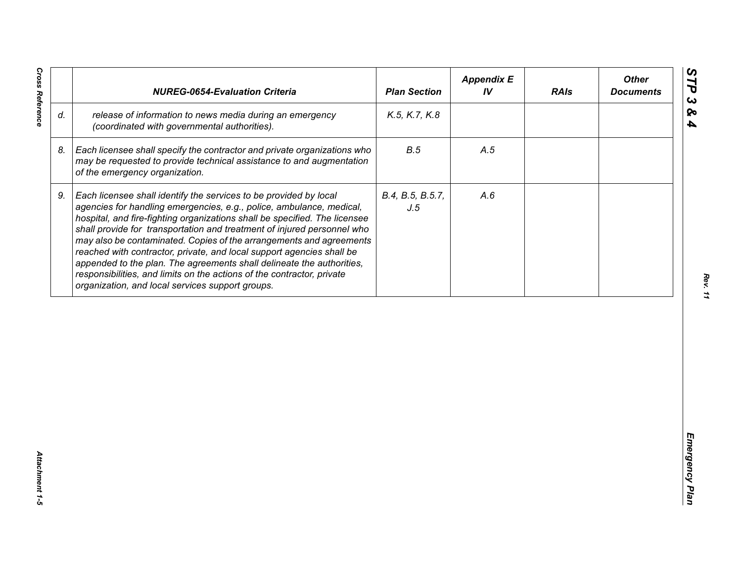| | NUREG-0654-Evaluation Criteria | Plan Section | Appendix E IV | RAIs | Other Documents |
|---|---|---|---|---|---|
| *d.* | *release of information to news media during an emergency (coordinated with governmental authorities).* | *K.5, K.7, K.8* | | | |
| *8.* | *Each licensee shall specify the contractor and private organizations who may be requested to provide technical assistance to and augmentation of the emergency organization.* | *B.5* | *A.5* | | |
| *9.* | *Each licensee shall identify the services to be provided by local agencies for handling emergencies, e.g., police, ambulance, medical, hospital, and fire-fighting organizations shall be specified. The licensee shall provide for transportation and treatment of injured personnel who may also be contaminated. Copies of the arrangements and agreements reached with contractor, private, and local support agencies shall be appended to the plan. The agreements shall delineate the authorities, responsibilities, and limits on the actions of the contractor, private organization, and local services support groups.* | *B.4, B.5, B.5.7, J.5* | *A.6* | | |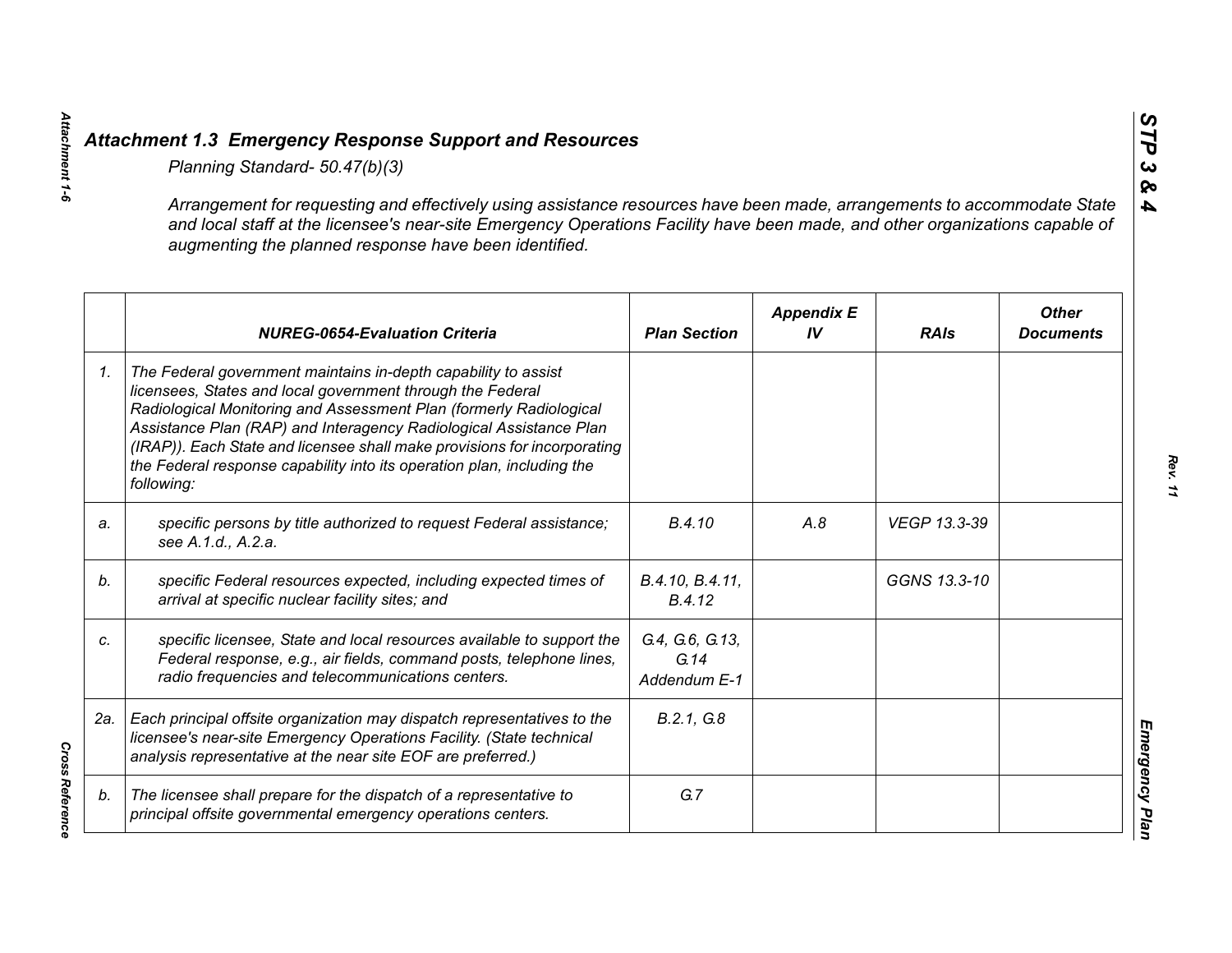## *Attachment 1.3 Emergency Response Support and Resources*

*Planning Standard- 50.47(b)(3)*

*Arrangement for requesting and effectively using assistance resources have been made, arrangements to accommodate State and local staff at the licensee's near-site Emergency Operations Facility have been made, and other organizations capable of augmenting the planned response have been identified.*

| | *NUREG-0654-Evaluation Criteria* | *Plan Section* | *Appendix E IV* | *RAIs* | *Other Documents* |
|---|---|---|---|---|---|
| *1.* | *The Federal government maintains in-depth capability to assist licensees, States and local government through the Federal Radiological Monitoring and Assessment Plan (formerly Radiological Assistance Plan (RAP) and Interagency Radiological Assistance Plan (IRAP)). Each State and licensee shall make provisions for incorporating the Federal response capability into its operation plan, including the following:* | | | | |
| *a.* | *specific persons by title authorized to request Federal assistance; see A.1.d., A.2.a.* | *B.4.10* | *A.8* | *VEGP 13.3-39* | |
| *b.* | *specific Federal resources expected, including expected times of arrival at specific nuclear facility sites; and* | *B.4.10, B.4.11, B.4.12* | | *GGNS 13.3-10* | |
| *c.* | *specific licensee, State and local resources available to support the Federal response, e.g., air fields, command posts, telephone lines, radio frequencies and telecommunications centers.* | *G.4, G.6, G.13, G.14 Addendum E-1* | | | |
| *2a.* | *Each principal offsite organization may dispatch representatives to the licensee's near-site Emergency Operations Facility. (State technical analysis representative at the near site EOF are preferred.)* | *B.2.1, G.8* | | | |
| *b.* | *The licensee shall prepare for the dispatch of a representative to principal offsite governmental emergency operations centers.* | *G.7* | | | |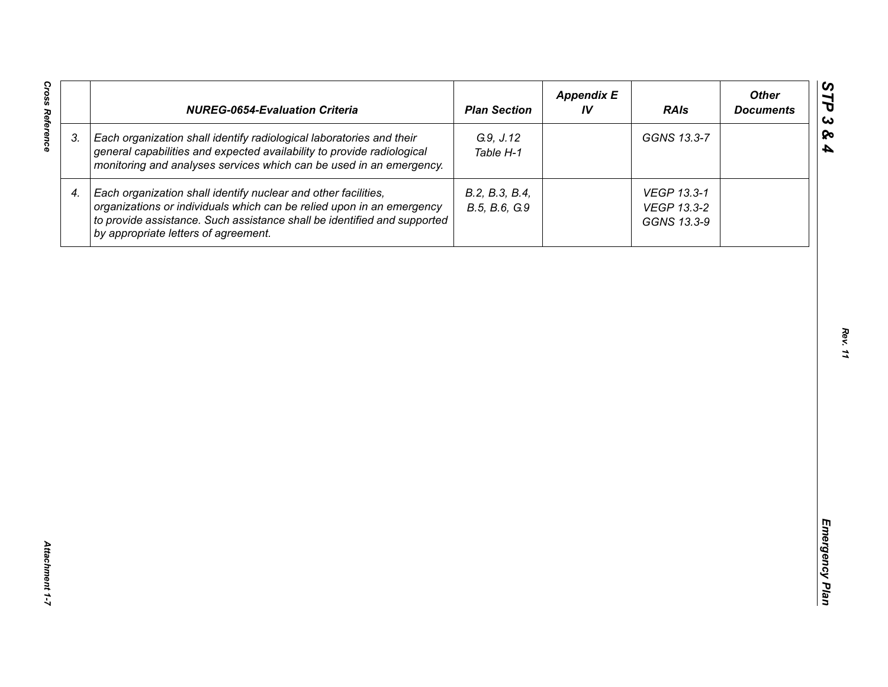| | NUREG-0654-Evaluation Criteria | Plan Section | Appendix E IV | RAIs | Other Documents |
|---|---|---|---|---|---|
| 3. | *Each organization shall identify radiological laboratories and their general capabilities and expected availability to provide radiological monitoring and analyses services which can be used in an emergency.* | G.9, J.12 Table H-1 | | GGNS 13.3-7 | |
| 4. | *Each organization shall identify nuclear and other facilities, organizations or individuals which can be relied upon in an emergency to provide assistance. Such assistance shall be identified and supported by appropriate letters of agreement.* | B.2, B.3, B.4, B.5, B.6, G.9 | | VEGP 13.3-1 VEGP 13.3-2 GGNS 13.3-9 | |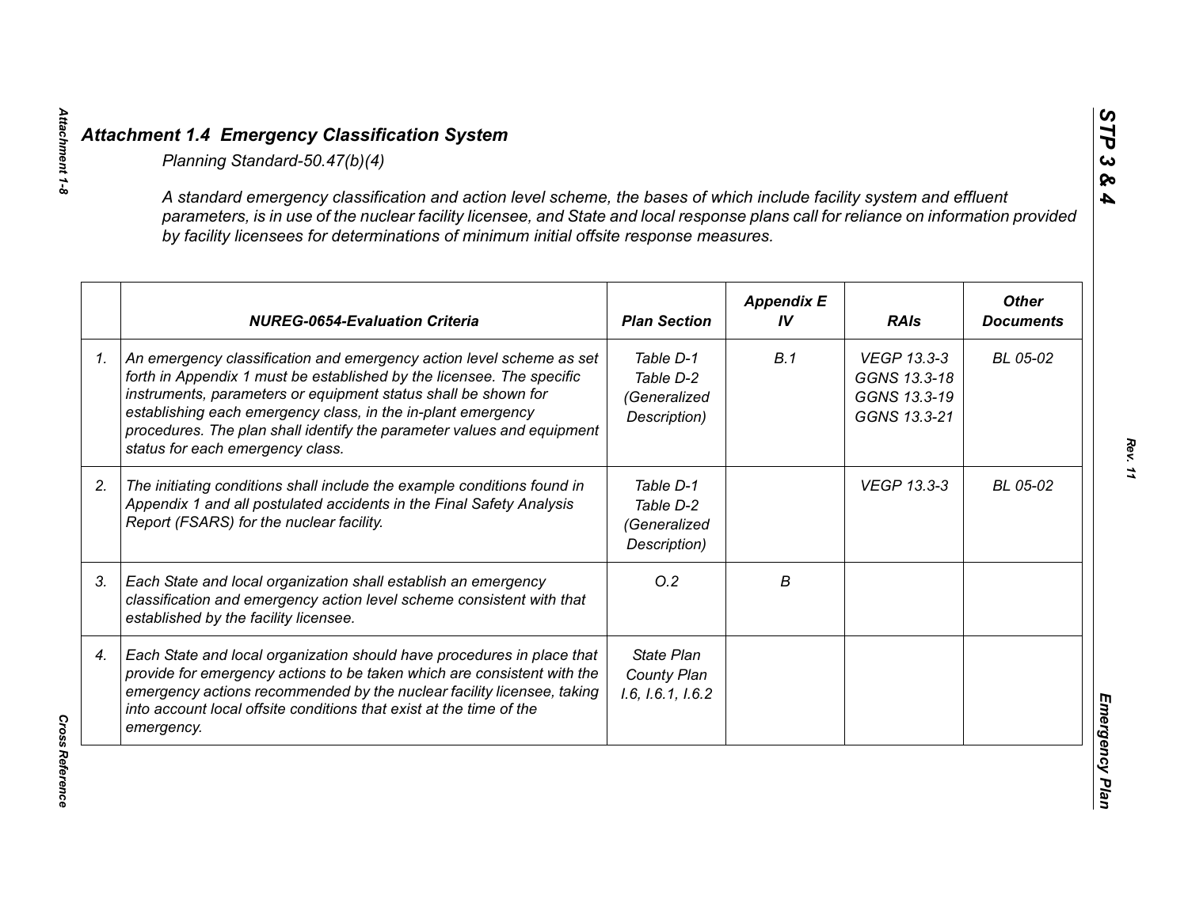## *Attachment 1.4 Emergency Classification System*

*Planning Standard-50.47(b)(4)*

*A standard emergency classification and action level scheme, the bases of which include facility system and effluent parameters, is in use of the nuclear facility licensee, and State and local response plans call for reliance on information provided by facility licensees for determinations of minimum initial offsite response measures.*

| | NUREG-0654-Evaluation Criteria | Plan Section | Appendix E IV | RAIs | Other Documents |
|---|---|---|---|---|---|
| 1. | An emergency classification and emergency action level scheme as set forth in Appendix 1 must be established by the licensee. The specific instruments, parameters or equipment status shall be shown for establishing each emergency class, in the in-plant emergency procedures. The plan shall identify the parameter values and equipment status for each emergency class. | Table D-1<br>Table D-2<br>(Generalized Description) | B.1 | VEGP 13.3-3<br>GGNS 13.3-18<br>GGNS 13.3-19<br>GGNS 13.3-21 | BL 05-02 |
| 2. | The initiating conditions shall include the example conditions found in Appendix 1 and all postulated accidents in the Final Safety Analysis Report (FSARS) for the nuclear facility. | Table D-1<br>Table D-2<br>(Generalized Description) | | VEGP 13.3-3 | BL 05-02 |
| 3. | Each State and local organization shall establish an emergency classification and emergency action level scheme consistent with that established by the facility licensee. | O.2 | B | | |
| 4. | Each State and local organization should have procedures in place that provide for emergency actions to be taken which are consistent with the emergency actions recommended by the nuclear facility licensee, taking into account local offsite conditions that exist at the time of the emergency. | State Plan<br>County Plan<br>I.6, I.6.1, I.6.2 | | | |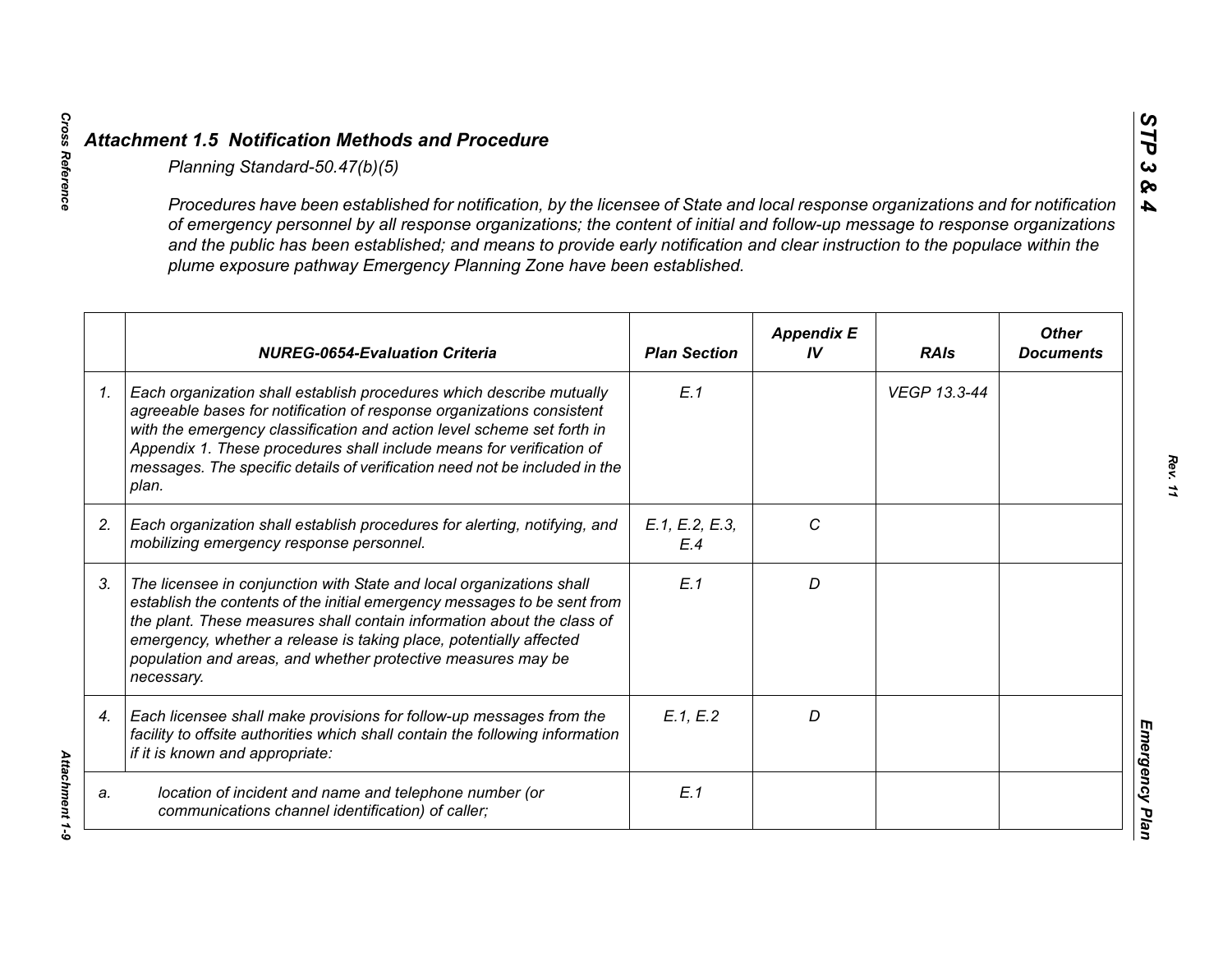## *Attachment 1.5 Notification Methods and Procedure*

*Planning Standard-50.47(b)(5)*

*Procedures have been established for notification, by the licensee of State and local response organizations and for notification of emergency personnel by all response organizations; the content of initial and follow-up message to response organizations and the public has been established; and means to provide early notification and clear instruction to the populace within the plume exposure pathway Emergency Planning Zone have been established.*

| | *NUREG-0654-Evaluation Criteria* | *Plan Section* | *Appendix E IV* | *RAIs* | *Other Documents* |
|---|---|---|---|---|---|
| *1.* | *Each organization shall establish procedures which describe mutually agreeable bases for notification of response organizations consistent with the emergency classification and action level scheme set forth in Appendix 1. These procedures shall include means for verification of messages. The specific details of verification need not be included in the plan.* | *E.1* | | *VEGP 13.3-44* | |
| *2.* | *Each organization shall establish procedures for alerting, notifying, and mobilizing emergency response personnel.* | *E.1, E.2, E.3, E.4* | *C* | | |
| *3.* | *The licensee in conjunction with State and local organizations shall establish the contents of the initial emergency messages to be sent from the plant. These measures shall contain information about the class of emergency, whether a release is taking place, potentially affected population and areas, and whether protective measures may be necessary.* | *E.1* | *D* | | |
| *4.* | *Each licensee shall make provisions for follow-up messages from the facility to offsite authorities which shall contain the following information if it is known and appropriate:* | *E.1, E.2* | *D* | | |
| *a.* | *location of incident and name and telephone number (or communications channel identification) of caller;* | *E.1* | | | |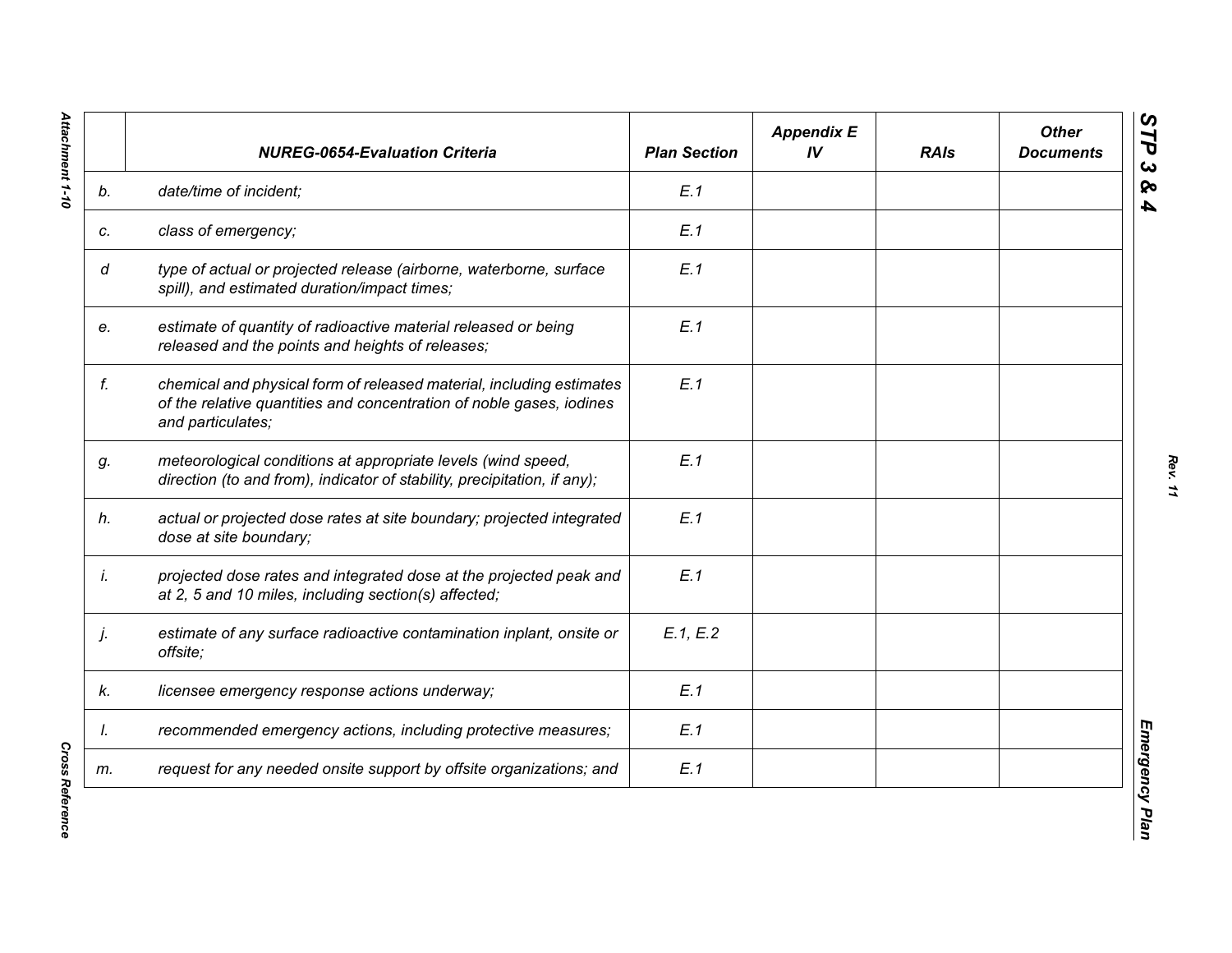| | NUREG-0654-Evaluation Criteria | Plan Section | Appendix E IV | RAIs | Other Documents |
|---|---|---|---|---|---|
| b. | date/time of incident; | E.1 | | | |
| c. | class of emergency; | E.1 | | | |
| d | type of actual or projected release (airborne, waterborne, surface spill), and estimated duration/impact times; | E.1 | | | |
| e. | estimate of quantity of radioactive material released or being released and the points and heights of releases; | E.1 | | | |
| f. | chemical and physical form of released material, including estimates of the relative quantities and concentration of noble gases, iodines and particulates; | E.1 | | | |
| g. | meteorological conditions at appropriate levels (wind speed, direction (to and from), indicator of stability, precipitation, if any); | E.1 | | | |
| h. | actual or projected dose rates at site boundary; projected integrated dose at site boundary; | E.1 | | | |
| i. | projected dose rates and integrated dose at the projected peak and at 2, 5 and 10 miles, including section(s) affected; | E.1 | | | |
| j. | estimate of any surface radioactive contamination inplant, onsite or offsite; | E.1, E.2 | | | |
| k. | licensee emergency response actions underway; | E.1 | | | |
| l. | recommended emergency actions, including protective measures; | E.1 | | | |
| m. | request for any needed onsite support by offsite organizations; and | E.1 | | | |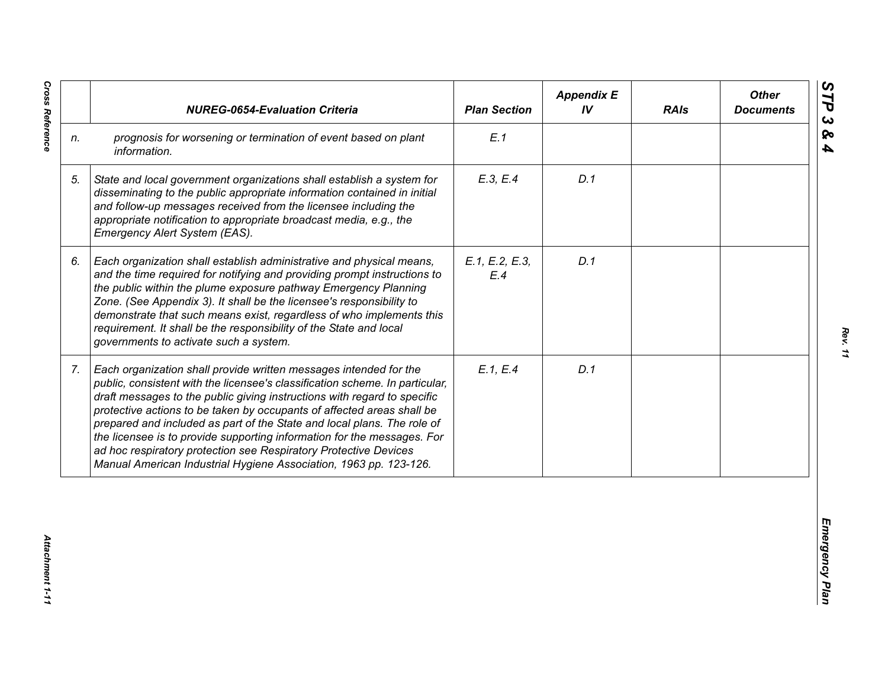|  | NUREG-0654-Evaluation Criteria | Plan Section | Appendix E IV | RAIs | Other Documents |
|---|---|---|---|---|---|
| n. | prognosis for worsening or termination of event based on plant information. | E.1 |  |  |  |
| 5. | State and local government organizations shall establish a system for disseminating to the public appropriate information contained in initial and follow-up messages received from the licensee including the appropriate notification to appropriate broadcast media, e.g., the Emergency Alert System (EAS). | E.3, E.4 | D.1 |  |  |
| 6. | Each organization shall establish administrative and physical means, and the time required for notifying and providing prompt instructions to the public within the plume exposure pathway Emergency Planning Zone. (See Appendix 3). It shall be the licensee's responsibility to demonstrate that such means exist, regardless of who implements this requirement. It shall be the responsibility of the State and local governments to activate such a system. | E.1, E.2, E.3, E.4 | D.1 |  |  |
| 7. | Each organization shall provide written messages intended for the public, consistent with the licensee's classification scheme. In particular, draft messages to the public giving instructions with regard to specific protective actions to be taken by occupants of affected areas shall be prepared and included as part of the State and local plans. The role of the licensee is to provide supporting information for the messages. For ad hoc respiratory protection see Respiratory Protective Devices Manual American Industrial Hygiene Association, 1963 pp. 123-126. | E.1, E.4 | D.1 |  |  |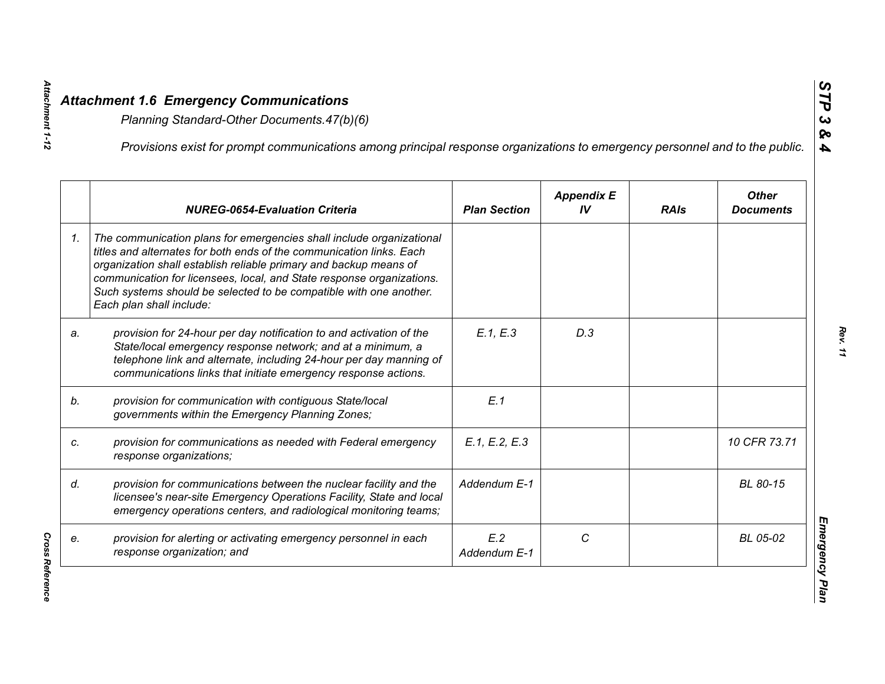## *Attachment 1.6 Emergency Communications*

*Planning Standard-Other Documents.47(b)(6)*

*Provisions exist for prompt communications among principal response organizations to emergency personnel and to the public.*

| | *NUREG-0654-Evaluation Criteria* | *Plan Section* | *Appendix E IV* | *RAIs* | *Other Documents* |
|---|---|---|---|---|---|
| *1.* | *The communication plans for emergencies shall include organizational titles and alternates for both ends of the communication links. Each organization shall establish reliable primary and backup means of communication for licensees, local, and State response organizations. Such systems should be selected to be compatible with one another. Each plan shall include:* | | | | |
| *a.* | *provision for 24-hour per day notification to and activation of the State/local emergency response network; and at a minimum, a telephone link and alternate, including 24-hour per day manning of communications links that initiate emergency response actions.* | *E.1, E.3* | *D.3* | | |
| *b.* | *provision for communication with contiguous State/local governments within the Emergency Planning Zones;* | *E.1* | | | |
| *c.* | *provision for communications as needed with Federal emergency response organizations;* | *E.1, E.2, E.3* | | | *10 CFR 73.71* |
| *d.* | *provision for communications between the nuclear facility and the licensee's near-site Emergency Operations Facility, State and local emergency operations centers, and radiological monitoring teams;* | *Addendum E-1* | | | *BL 80-15* |
| *e.* | *provision for alerting or activating emergency personnel in each response organization; and* | *E.2 Addendum E-1* | *C* | | *BL 05-02* |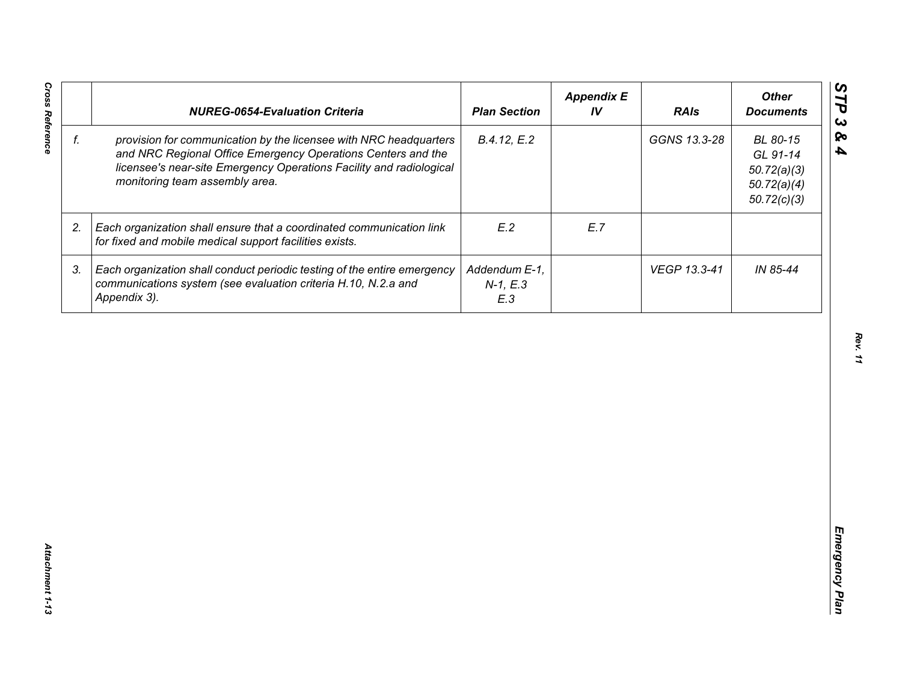| | NUREG-0654-Evaluation Criteria | Plan Section | Appendix E IV | RAIs | Other Documents |
|---|---|---|---|---|---|
| f. | *provision for communication by the licensee with NRC headquarters and NRC Regional Office Emergency Operations Centers and the licensee's near-site Emergency Operations Facility and radiological monitoring team assembly area.* | *B.4.12, E.2* | | *GGNS 13.3-28* | *BL 80-15*<br>*GL 91-14*<br>*50.72(a)(3)*<br>*50.72(a)(4)*<br>*50.72(c)(3)* |
| 2. | *Each organization shall ensure that a coordinated communication link for fixed and mobile medical support facilities exists.* | *E.2* | *E.7* | | |
| 3. | *Each organization shall conduct periodic testing of the entire emergency communications system (see evaluation criteria H.10, N.2.a and Appendix 3).* | *Addendum E-1, N-1, E.3*<br>*E.3* | | *VEGP 13.3-41* | *IN 85-44* |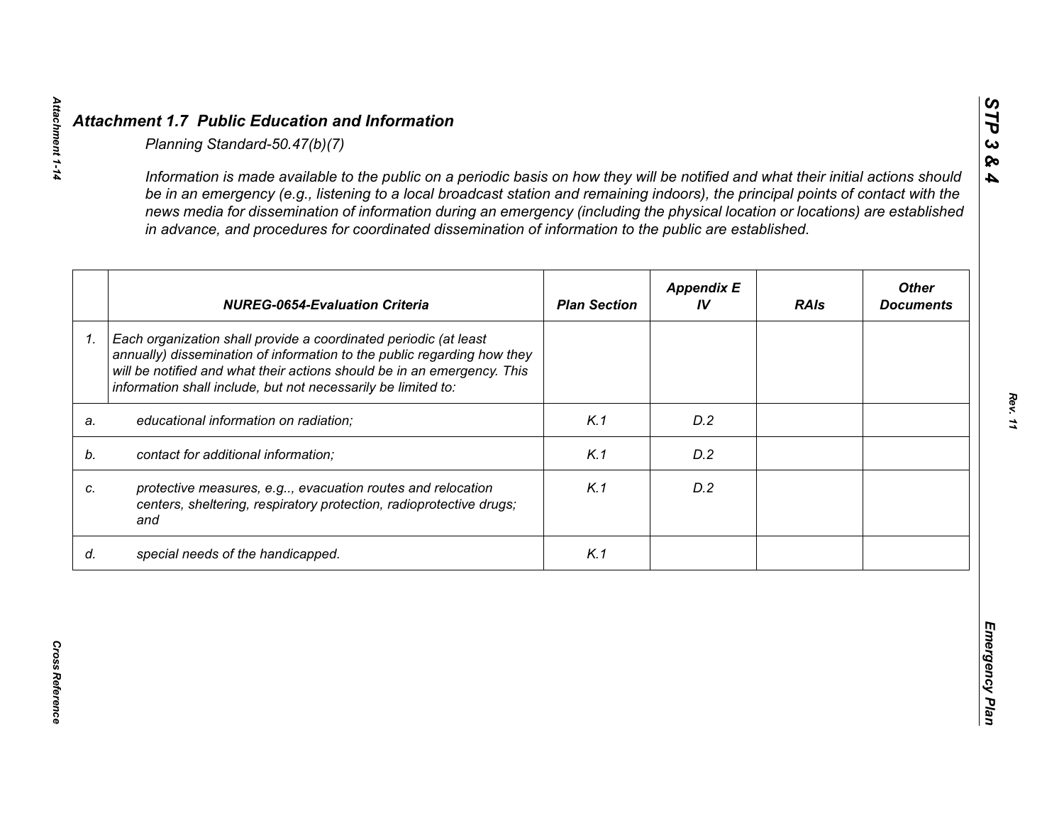## *Attachment 1.7 Public Education and Information*

*Planning Standard-50.47(b)(7)*

*Information is made available to the public on a periodic basis on how they will be notified and what their initial actions should be in an emergency (e.g., listening to a local broadcast station and remaining indoors), the principal points of contact with the news media for dissemination of information during an emergency (including the physical location or locations) are established in advance, and procedures for coordinated dissemination of information to the public are established.*

| | ***NUREG-0654-Evaluation Criteria*** | ***Plan Section*** | ***Appendix E IV*** | ***RAIs*** | ***Other Documents*** |
|---|---|---|---|---|---|
| *1.* | *Each organization shall provide a coordinated periodic (at least annually) dissemination of information to the public regarding how they will be notified and what their actions should be in an emergency. This information shall include, but not necessarily be limited to:* | | | | |
| *a.* | *educational information on radiation;* | *K.1* | *D.2* | | |
| *b.* | *contact for additional information;* | *K.1* | *D.2* | | |
| *c.* | *protective measures, e.g.., evacuation routes and relocation centers, sheltering, respiratory protection, radioprotective drugs; and* | *K.1* | *D.2* | | |
| *d.* | *special needs of the handicapped.* | *K.1* | | | |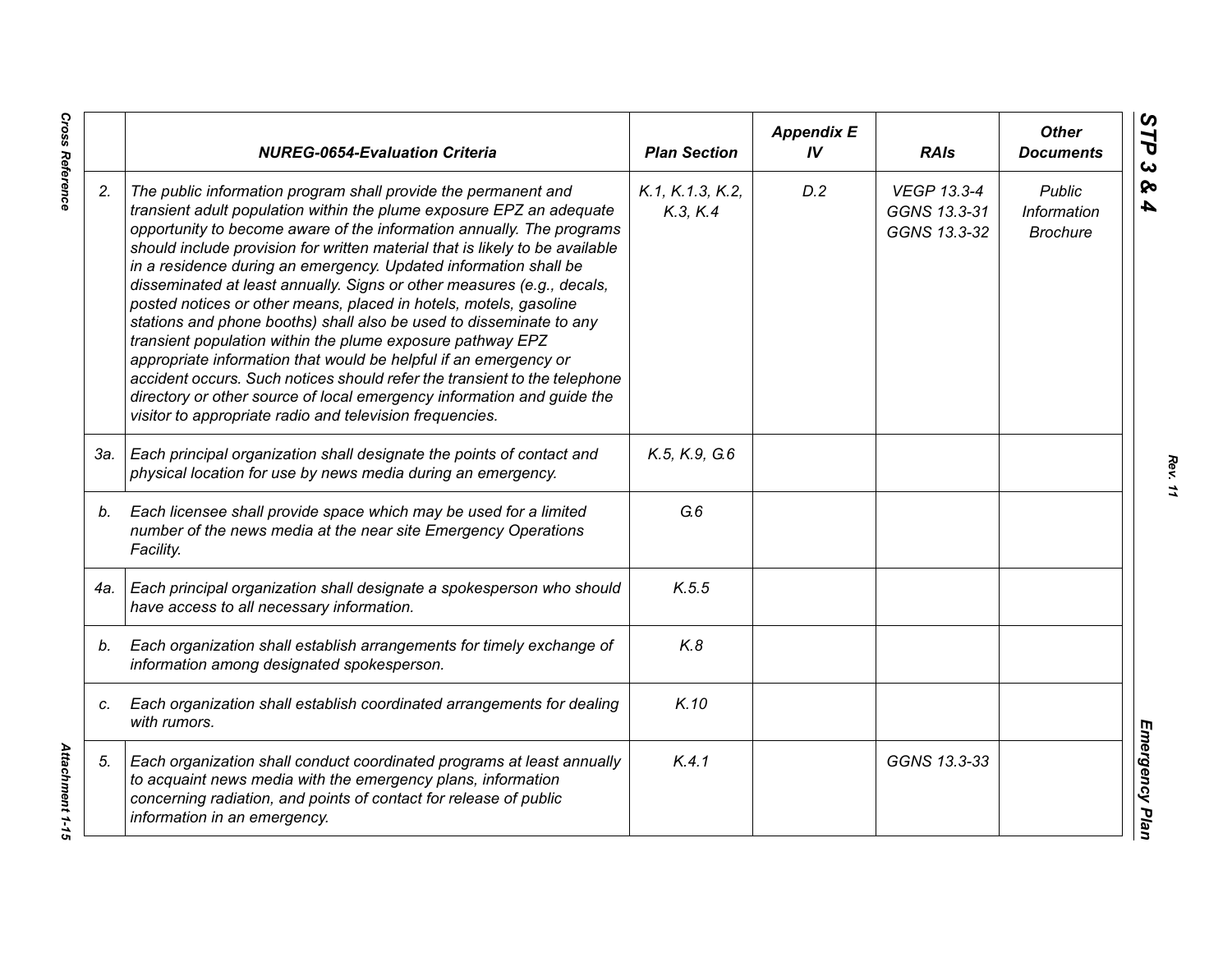| | NUREG-0654-Evaluation Criteria | Plan Section | Appendix E IV | RAIs | Other Documents |
|---|---|---|---|---|---|
| 2. | *The public information program shall provide the permanent and transient adult population within the plume exposure EPZ an adequate opportunity to become aware of the information annually. The programs should include provision for written material that is likely to be available in a residence during an emergency. Updated information shall be disseminated at least annually. Signs or other measures (e.g., decals, posted notices or other means, placed in hotels, motels, gasoline stations and phone booths) shall also be used to disseminate to any transient population within the plume exposure pathway EPZ appropriate information that would be helpful if an emergency or accident occurs. Such notices should refer the transient to the telephone directory or other source of local emergency information and guide the visitor to appropriate radio and television frequencies.* | K.1, K.1.3, K.2, K.3, K.4 | D.2 | VEGP 13.3-4 GGNS 13.3-31 GGNS 13.3-32 | Public Information Brochure |
| 3a. | *Each principal organization shall designate the points of contact and physical location for use by news media during an emergency.* | K.5, K.9, G.6 | | | |
| b. | *Each licensee shall provide space which may be used for a limited number of the news media at the near site Emergency Operations Facility.* | G.6 | | | |
| 4a. | *Each principal organization shall designate a spokesperson who should have access to all necessary information.* | K.5.5 | | | |
| b. | *Each organization shall establish arrangements for timely exchange of information among designated spokesperson.* | K.8 | | | |
| c. | *Each organization shall establish coordinated arrangements for dealing with rumors.* | K.10 | | | |
| 5. | *Each organization shall conduct coordinated programs at least annually to acquaint news media with the emergency plans, information concerning radiation, and points of contact for release of public information in an emergency.* | K.4.1 | | GGNS 13.3-33 | |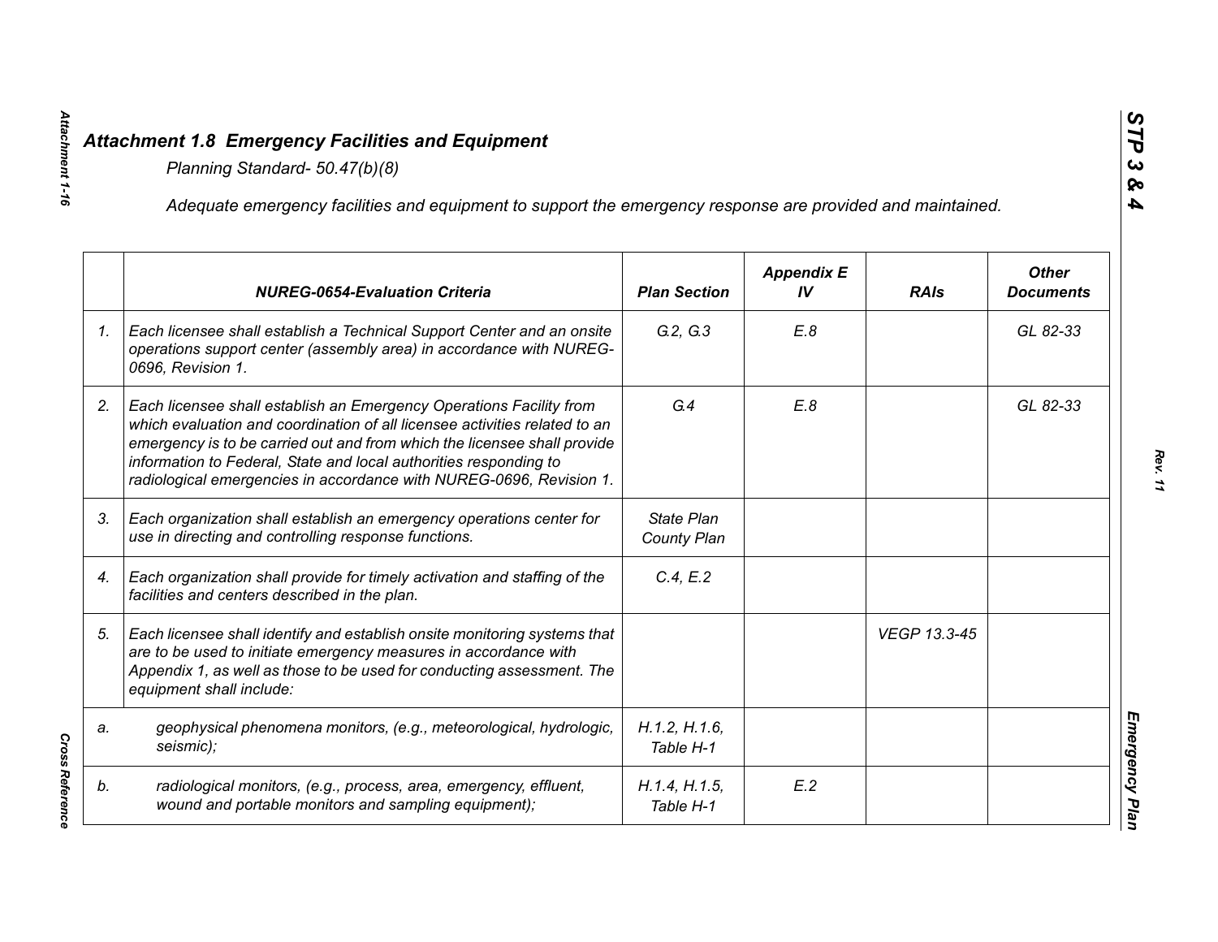## Attachment 1.8 Emergency Facilities and Equipment

*Planning Standard- 50.47(b)(8)*

*Adequate emergency facilities and equipment to support the emergency response are provided and maintained.*

| | NUREG-0654-Evaluation Criteria | Plan Section | Appendix E IV | RAIs | Other Documents |
|---|---|---|---|---|---|
| 1. | Each licensee shall establish a Technical Support Center and an onsite operations support center (assembly area) in accordance with NUREG-0696, Revision 1. | G.2, G.3 | E.8 | | GL 82-33 |
| 2. | Each licensee shall establish an Emergency Operations Facility from which evaluation and coordination of all licensee activities related to an emergency is to be carried out and from which the licensee shall provide information to Federal, State and local authorities responding to radiological emergencies in accordance with NUREG-0696, Revision 1. | G.4 | E.8 | | GL 82-33 |
| 3. | Each organization shall establish an emergency operations center for use in directing and controlling response functions. | State Plan County Plan | | | |
| 4. | Each organization shall provide for timely activation and staffing of the facilities and centers described in the plan. | C.4, E.2 | | | |
| 5. | Each licensee shall identify and establish onsite monitoring systems that are to be used to initiate emergency measures in accordance with Appendix 1, as well as those to be used for conducting assessment. The equipment shall include: | | | VEGP 13.3-45 | |
| a. | geophysical phenomena monitors, (e.g., meteorological, hydrologic, seismic); | H.1.2, H.1.6, Table H-1 | | | |
| b. | radiological monitors, (e.g., process, area, emergency, effluent, wound and portable monitors and sampling equipment); | H.1.4, H.1.5, Table H-1 | E.2 | | |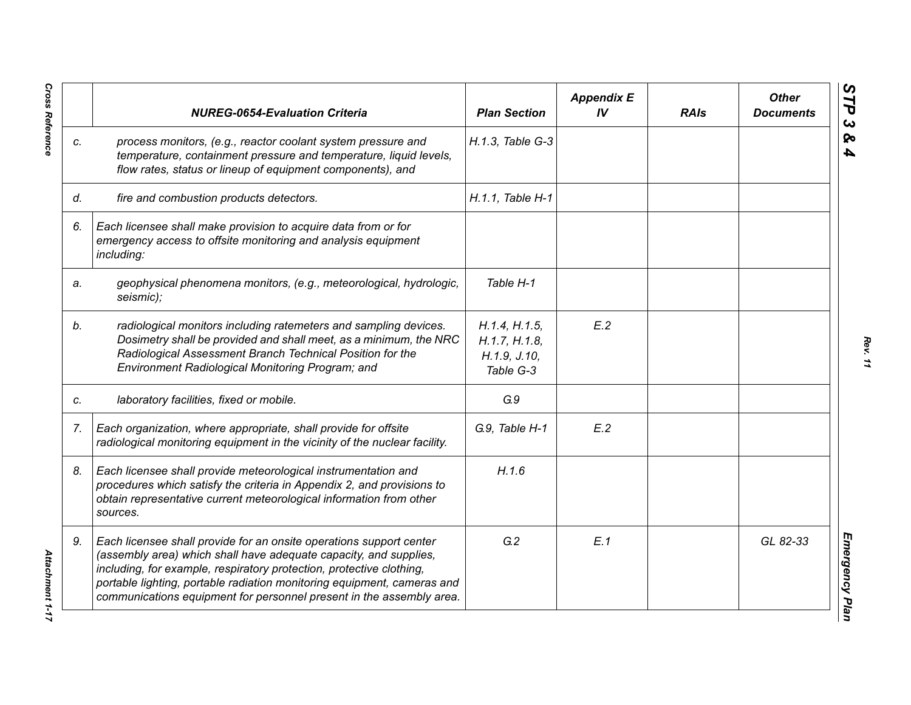| | NUREG-0654-Evaluation Criteria | Plan Section | Appendix E IV | RAIs | Other Documents |
|---|---|---|---|---|---|
| c. | *process monitors, (e.g., reactor coolant system pressure and temperature, containment pressure and temperature, liquid levels, flow rates, status or lineup of equipment components), and* | H.1.3, Table G-3 | | | |
| d. | *fire and combustion products detectors.* | H.1.1, Table H-1 | | | |
| 6. | *Each licensee shall make provision to acquire data from or for emergency access to offsite monitoring and analysis equipment including:* | | | | |
| a. | *geophysical phenomena monitors, (e.g., meteorological, hydrologic, seismic);* | Table H-1 | | | |
| b. | *radiological monitors including ratemeters and sampling devices. Dosimetry shall be provided and shall meet, as a minimum, the NRC Radiological Assessment Branch Technical Position for the Environment Radiological Monitoring Program; and* | H.1.4, H.1.5, H.1.7, H.1.8, H.1.9, J.10, Table G-3 | E.2 | | |
| c. | *laboratory facilities, fixed or mobile.* | G.9 | | | |
| 7. | *Each organization, where appropriate, shall provide for offsite radiological monitoring equipment in the vicinity of the nuclear facility.* | G.9, Table H-1 | E.2 | | |
| 8. | *Each licensee shall provide meteorological instrumentation and procedures which satisfy the criteria in Appendix 2, and provisions to obtain representative current meteorological information from other sources.* | H.1.6 | | | |
| 9. | *Each licensee shall provide for an onsite operations support center (assembly area) which shall have adequate capacity, and supplies, including, for example, respiratory protection, protective clothing, portable lighting, portable radiation monitoring equipment, cameras and communications equipment for personnel present in the assembly area.* | G.2 | E.1 | | GL 82-33 |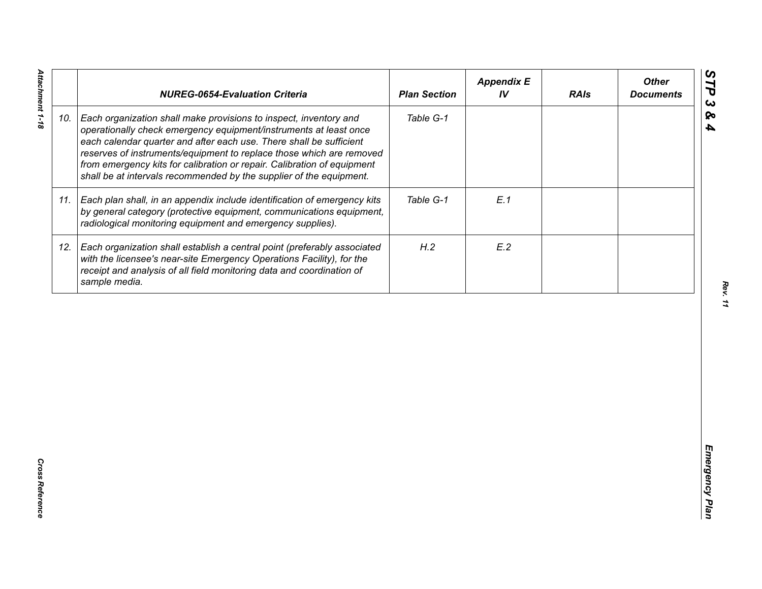| | NUREG-0654-Evaluation Criteria | Plan Section | Appendix E IV | RAIs | Other Documents |
|---|---|---|---|---|---|
| 10. | *Each organization shall make provisions to inspect, inventory and operationally check emergency equipment/instruments at least once each calendar quarter and after each use. There shall be sufficient reserves of instruments/equipment to replace those which are removed from emergency kits for calibration or repair. Calibration of equipment shall be at intervals recommended by the supplier of the equipment.* | *Table G-1* | | | |
| 11. | *Each plan shall, in an appendix include identification of emergency kits by general category (protective equipment, communications equipment, radiological monitoring equipment and emergency supplies).* | *Table G-1* | *E.1* | | |
| 12. | *Each organization shall establish a central point (preferably associated with the licensee's near-site Emergency Operations Facility), for the receipt and analysis of all field monitoring data and coordination of sample media.* | *H.2* | *E.2* | | |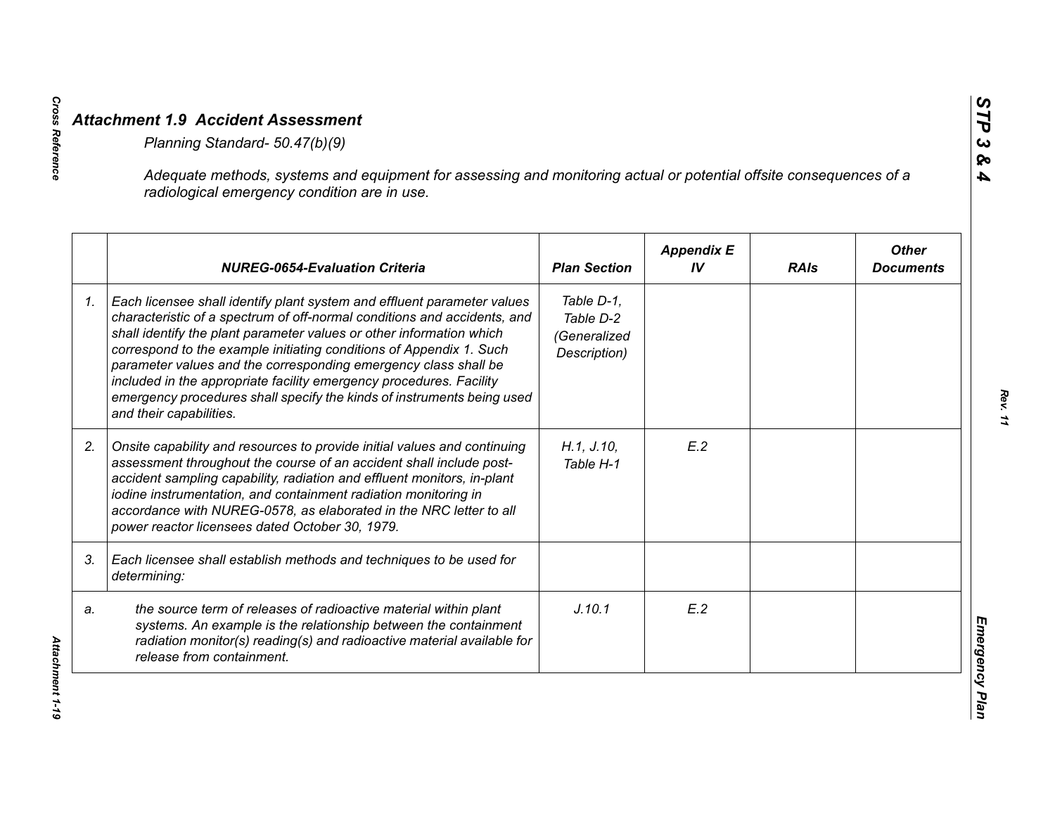## *Attachment 1.9 Accident Assessment*

*Planning Standard- 50.47(b)(9)*

*Adequate methods, systems and equipment for assessing and monitoring actual or potential offsite consequences of a radiological emergency condition are in use.*

| | NUREG-0654-Evaluation Criteria | Plan Section | Appendix E IV | RAIs | Other Documents |
|---|---|---|---|---|---|
| 1. | *Each licensee shall identify plant system and effluent parameter values characteristic of a spectrum of off-normal conditions and accidents, and shall identify the plant parameter values or other information which correspond to the example initiating conditions of Appendix 1. Such parameter values and the corresponding emergency class shall be included in the appropriate facility emergency procedures. Facility emergency procedures shall specify the kinds of instruments being used and their capabilities.* | *Table D-1, Table D-2 (Generalized Description)* | | | |
| 2. | *Onsite capability and resources to provide initial values and continuing assessment throughout the course of an accident shall include post-accident sampling capability, radiation and effluent monitors, in-plant iodine instrumentation, and containment radiation monitoring in accordance with NUREG-0578, as elaborated in the NRC letter to all power reactor licensees dated October 30, 1979.* | *H.1, J.10, Table H-1* | *E.2* | | |
| 3. | *Each licensee shall establish methods and techniques to be used for determining:* | | | | |
| a. | *the source term of releases of radioactive material within plant systems. An example is the relationship between the containment radiation monitor(s) reading(s) and radioactive material available for release from containment.* | *J.10.1* | *E.2* | | |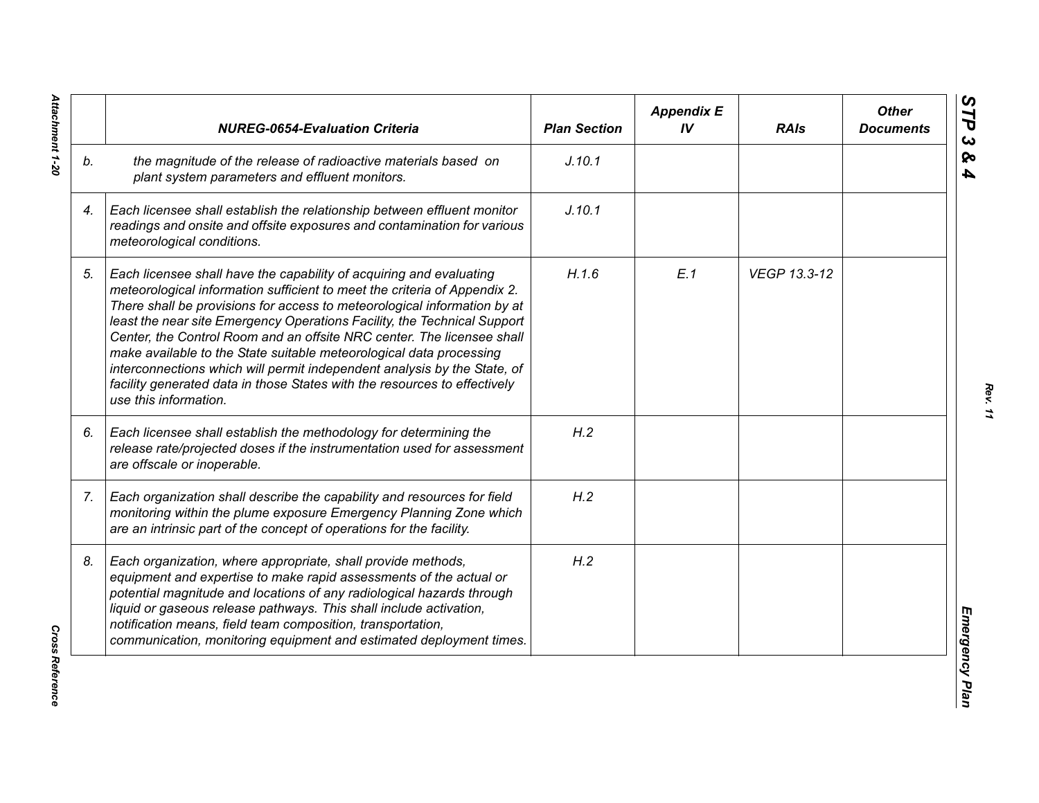|  | NUREG-0654-Evaluation Criteria | Plan Section | Appendix E IV | RAIs | Other Documents |
|---|---|---|---|---|---|
| b. | *the magnitude of the release of radioactive materials based on plant system parameters and effluent monitors.* | J.10.1 |  |  |  |
| 4. | *Each licensee shall establish the relationship between effluent monitor readings and onsite and offsite exposures and contamination for various meteorological conditions.* | J.10.1 |  |  |  |
| 5. | *Each licensee shall have the capability of acquiring and evaluating meteorological information sufficient to meet the criteria of Appendix 2. There shall be provisions for access to meteorological information by at least the near site Emergency Operations Facility, the Technical Support Center, the Control Room and an offsite NRC center. The licensee shall make available to the State suitable meteorological data processing interconnections which will permit independent analysis by the State, of facility generated data in those States with the resources to effectively use this information.* | H.1.6 | E.1 | VEGP 13.3-12 |  |
| 6. | *Each licensee shall establish the methodology for determining the release rate/projected doses if the instrumentation used for assessment are offscale or inoperable.* | H.2 |  |  |  |
| 7. | *Each organization shall describe the capability and resources for field monitoring within the plume exposure Emergency Planning Zone which are an intrinsic part of the concept of operations for the facility.* | H.2 |  |  |  |
| 8. | *Each organization, where appropriate, shall provide methods, equipment and expertise to make rapid assessments of the actual or potential magnitude and locations of any radiological hazards through liquid or gaseous release pathways. This shall include activation, notification means, field team composition, transportation, communication, monitoring equipment and estimated deployment times.* | H.2 |  |  |  |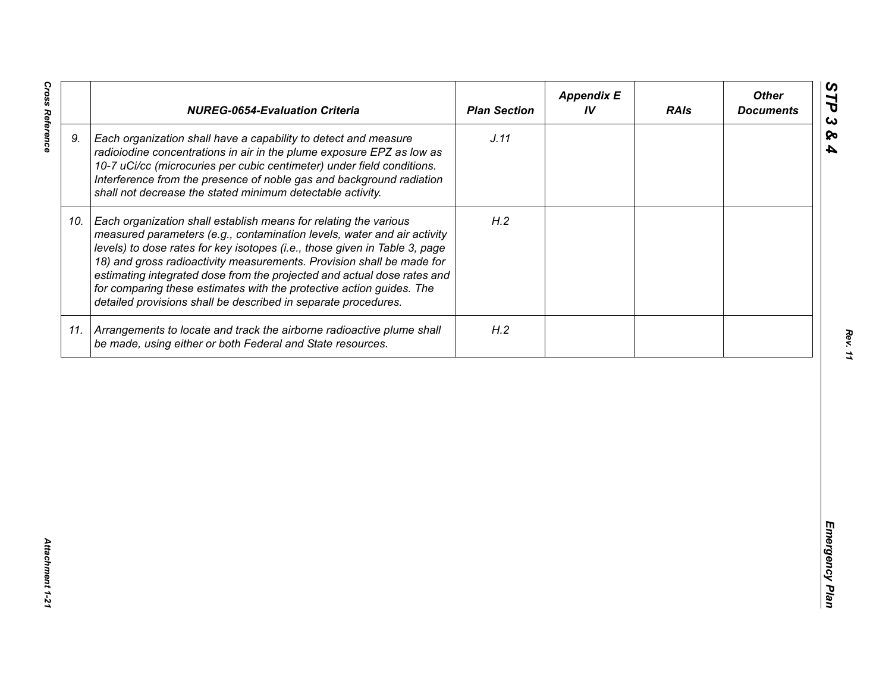| | NUREG-0654-Evaluation Criteria | Plan Section | Appendix E IV | RAIs | Other Documents |
|---|---|---|---|---|---|
| 9. | *Each organization shall have a capability to detect and measure radioiodine concentrations in air in the plume exposure EPZ as low as 10-7 uCi/cc (microcuries per cubic centimeter) under field conditions. Interference from the presence of noble gas and background radiation shall not decrease the stated minimum detectable activity.* | *J.11* | | | |
| 10. | *Each organization shall establish means for relating the various measured parameters (e.g., contamination levels, water and air activity levels) to dose rates for key isotopes (i.e., those given in Table 3, page 18) and gross radioactivity measurements. Provision shall be made for estimating integrated dose from the projected and actual dose rates and for comparing these estimates with the protective action guides. The detailed provisions shall be described in separate procedures.* | *H.2* | | | |
| 11. | *Arrangements to locate and track the airborne radioactive plume shall be made, using either or both Federal and State resources.* | *H.2* | | | |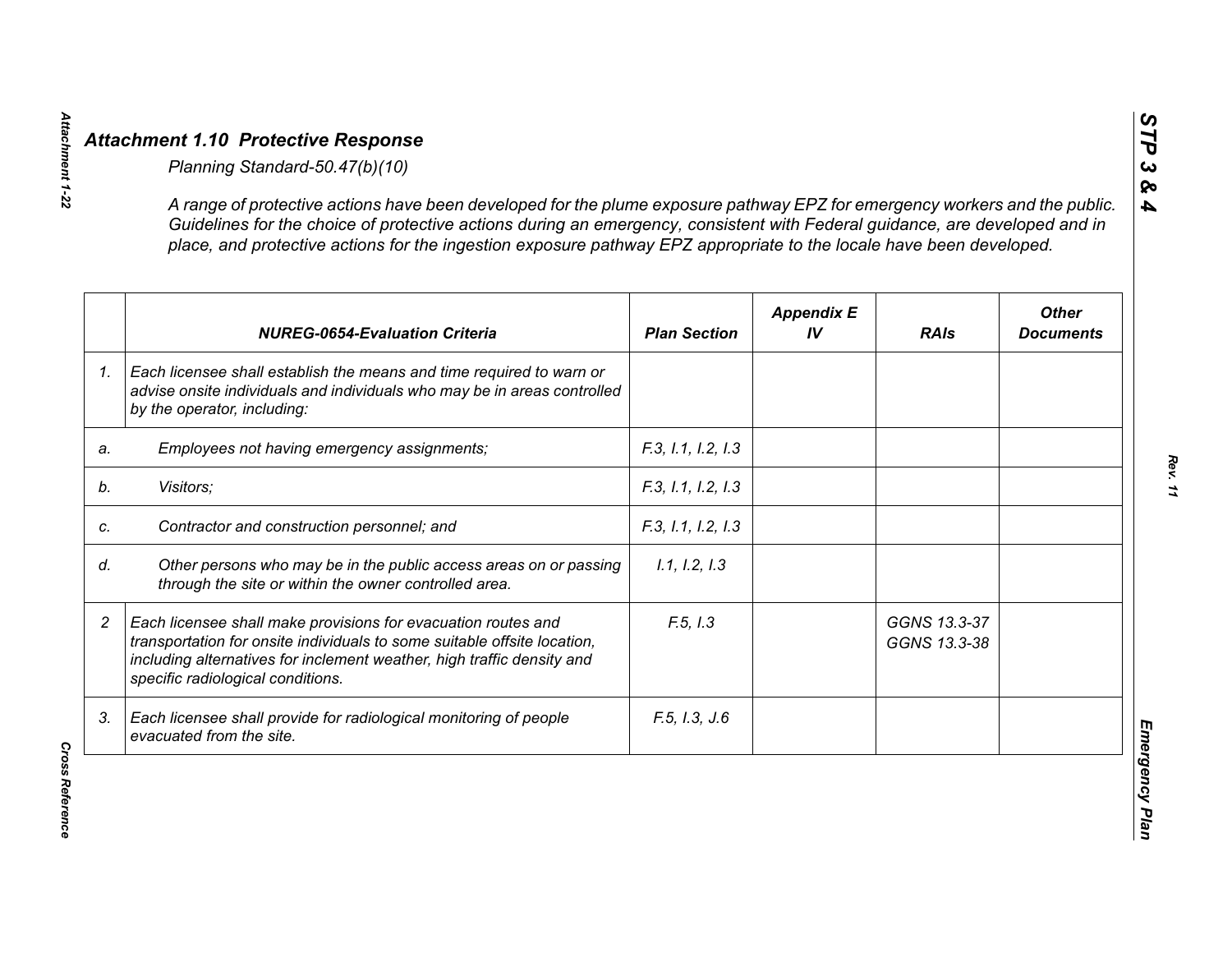## *Attachment 1.10 Protective Response*

*Planning Standard-50.47(b)(10)*

*A range of protective actions have been developed for the plume exposure pathway EPZ for emergency workers and the public. Guidelines for the choice of protective actions during an emergency, consistent with Federal guidance, are developed and in place, and protective actions for the ingestion exposure pathway EPZ appropriate to the locale have been developed.*

| | *NUREG-0654-Evaluation Criteria* | *Plan Section* | *Appendix E IV* | *RAIs* | *Other Documents* |
|---|---|---|---|---|---|
| *1.* | *Each licensee shall establish the means and time required to warn or advise onsite individuals and individuals who may be in areas controlled by the operator, including:* | | | | |
| *a.* | *Employees not having emergency assignments;* | *F.3, I.1, I.2, I.3* | | | |
| *b.* | *Visitors;* | *F.3, I.1, I.2, I.3* | | | |
| *c.* | *Contractor and construction personnel; and* | *F.3, I.1, I.2, I.3* | | | |
| *d.* | *Other persons who may be in the public access areas on or passing through the site or within the owner controlled area.* | *I.1, I.2, I.3* | | | |
| *2* | *Each licensee shall make provisions for evacuation routes and transportation for onsite individuals to some suitable offsite location, including alternatives for inclement weather, high traffic density and specific radiological conditions.* | *F.5, I.3* | | *GGNS 13.3-37*<br>*GGNS 13.3-38* | |
| *3.* | *Each licensee shall provide for radiological monitoring of people evacuated from the site.* | *F.5, I.3, J.6* | | | |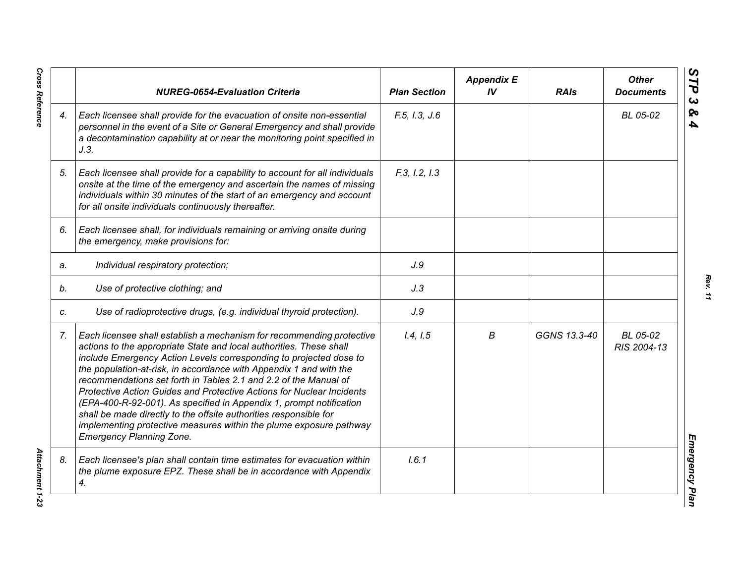| | NUREG-0654-Evaluation Criteria | Plan Section | Appendix E IV | RAIs | Other Documents |
|---|---|---|---|---|---|
| 4. | *Each licensee shall provide for the evacuation of onsite non-essential personnel in the event of a Site or General Emergency and shall provide a decontamination capability at or near the monitoring point specified in J.3.* | F.5, I.3, J.6 | | | BL 05-02 |
| 5. | *Each licensee shall provide for a capability to account for all individuals onsite at the time of the emergency and ascertain the names of missing individuals within 30 minutes of the start of an emergency and account for all onsite individuals continuously thereafter.* | F.3, I.2, I.3 | | | |
| 6. | *Each licensee shall, for individuals remaining or arriving onsite during the emergency, make provisions for:* | | | | |
| a. | *Individual respiratory protection;* | J.9 | | | |
| b. | *Use of protective clothing; and* | J.3 | | | |
| c. | *Use of radioprotective drugs, (e.g. individual thyroid protection).* | J.9 | | | |
| 7. | *Each licensee shall establish a mechanism for recommending protective actions to the appropriate State and local authorities. These shall include Emergency Action Levels corresponding to projected dose to the population-at-risk, in accordance with Appendix 1 and with the recommendations set forth in Tables 2.1 and 2.2 of the Manual of Protective Action Guides and Protective Actions for Nuclear Incidents (EPA-400-R-92-001). As specified in Appendix 1, prompt notification shall be made directly to the offsite authorities responsible for implementing protective measures within the plume exposure pathway Emergency Planning Zone.* | I.4, I.5 | B | GGNS 13.3-40 | BL 05-02<br>RIS 2004-13 |
| 8. | *Each licensee's plan shall contain time estimates for evacuation within the plume exposure EPZ. These shall be in accordance with Appendix 4.* | I.6.1 | | | |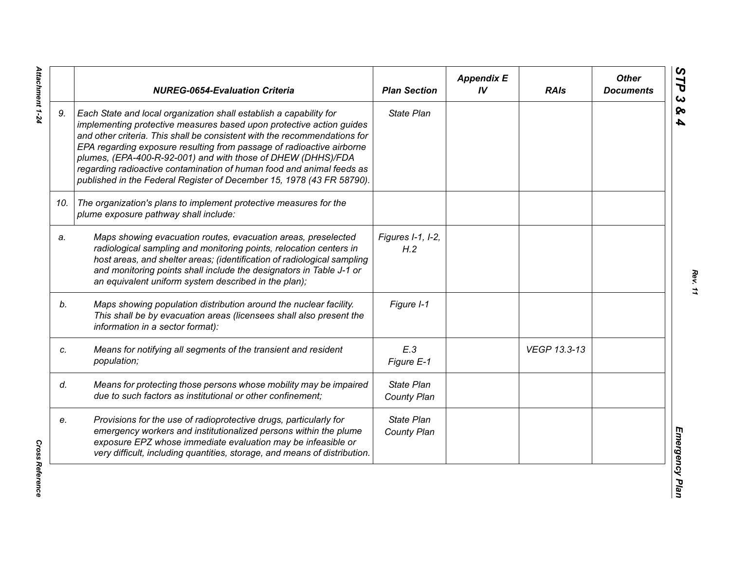|  | NUREG-0654-Evaluation Criteria | Plan Section | Appendix E IV | RAIs | Other Documents |
|---|---|---|---|---|---|
| 9. | *Each State and local organization shall establish a capability for implementing protective measures based upon protective action guides and other criteria. This shall be consistent with the recommendations for EPA regarding exposure resulting from passage of radioactive airborne plumes, (EPA-400-R-92-001) and with those of DHEW (DHHS)/FDA regarding radioactive contamination of human food and animal feeds as published in the Federal Register of December 15, 1978 (43 FR 58790).* | *State Plan* |  |  |  |
| 10. | *The organization's plans to implement protective measures for the plume exposure pathway shall include:* |  |  |  |  |
| a. | *Maps showing evacuation routes, evacuation areas, preselected radiological sampling and monitoring points, relocation centers in host areas, and shelter areas; (identification of radiological sampling and monitoring points shall include the designators in Table J-1 or an equivalent uniform system described in the plan);* | *Figures I-1, I-2, H.2* |  |  |  |
| b. | *Maps showing population distribution around the nuclear facility. This shall be by evacuation areas (licensees shall also present the information in a sector format):* | *Figure I-1* |  |  |  |
| c. | *Means for notifying all segments of the transient and resident population;* | *E.3 Figure E-1* |  | *VEGP 13.3-13* |  |
| d. | *Means for protecting those persons whose mobility may be impaired due to such factors as institutional or other confinement;* | *State Plan County Plan* |  |  |  |
| e. | *Provisions for the use of radioprotective drugs, particularly for emergency workers and institutionalized persons within the plume exposure EPZ whose immediate evaluation may be infeasible or very difficult, including quantities, storage, and means of distribution.* | *State Plan County Plan* |  |  |  |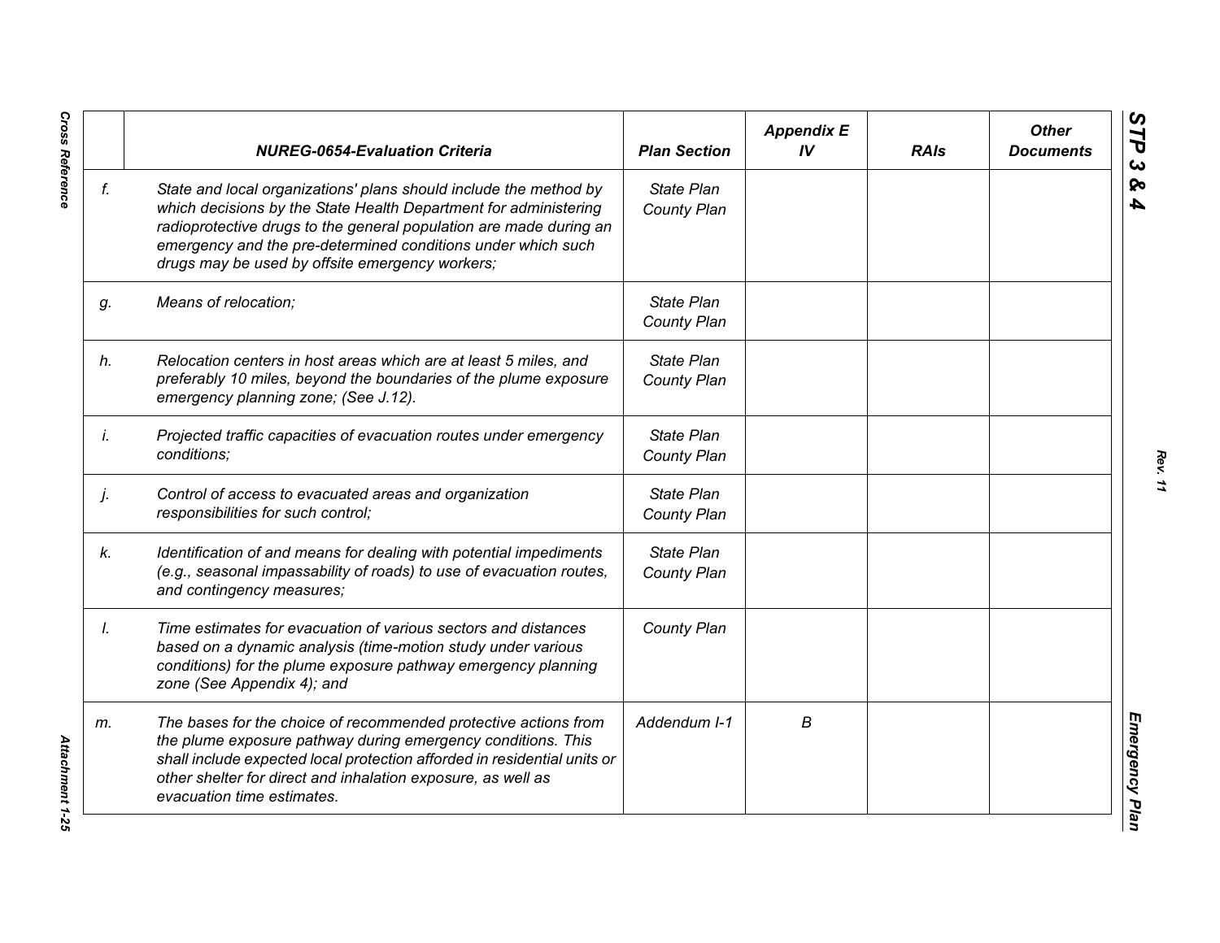| | NUREG-0654-Evaluation Criteria | Plan Section | Appendix E IV | RAIs | Other Documents |
|---|---|---|---|---|---|
| *f.* | *State and local organizations' plans should include the method by which decisions by the State Health Department for administering radioprotective drugs to the general population are made during an emergency and the pre-determined conditions under which such drugs may be used by offsite emergency workers;* | *State Plan County Plan* | | | |
| *g.* | *Means of relocation;* | *State Plan County Plan* | | | |
| *h.* | *Relocation centers in host areas which are at least 5 miles, and preferably 10 miles, beyond the boundaries of the plume exposure emergency planning zone; (See J.12).* | *State Plan County Plan* | | | |
| *i.* | *Projected traffic capacities of evacuation routes under emergency conditions;* | *State Plan County Plan* | | | |
| *j.* | *Control of access to evacuated areas and organization responsibilities for such control;* | *State Plan County Plan* | | | |
| *k.* | *Identification of and means for dealing with potential impediments (e.g., seasonal impassability of roads) to use of evacuation routes, and contingency measures;* | *State Plan County Plan* | | | |
| *l.* | *Time estimates for evacuation of various sectors and distances based on a dynamic analysis (time-motion study under various conditions) for the plume exposure pathway emergency planning zone (See Appendix 4); and* | *County Plan* | | | |
| *m.* | *The bases for the choice of recommended protective actions from the plume exposure pathway during emergency conditions. This shall include expected local protection afforded in residential units or other shelter for direct and inhalation exposure, as well as evacuation time estimates.* | *Addendum I-1* | *B* | | |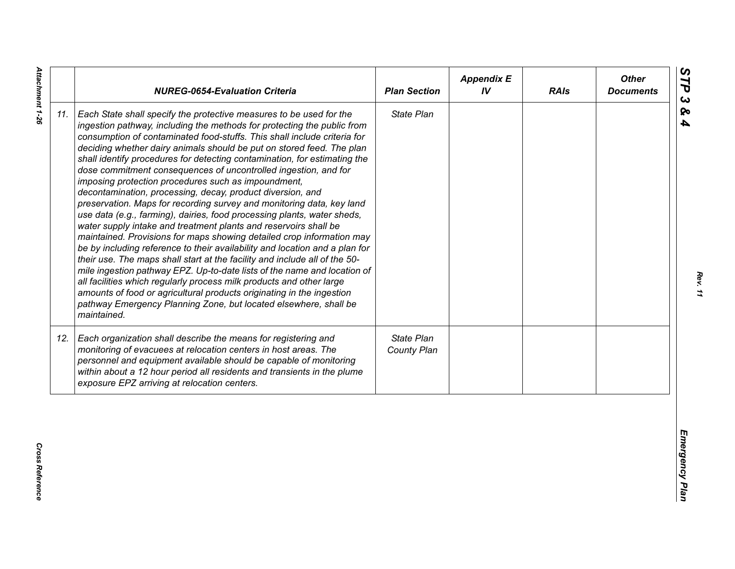| | NUREG-0654-Evaluation Criteria | Plan Section | Appendix E IV | RAIs | Other Documents |
|---|---|---|---|---|---|
| 11. | *Each State shall specify the protective measures to be used for the ingestion pathway, including the methods for protecting the public from consumption of contaminated food-stuffs. This shall include criteria for deciding whether dairy animals should be put on stored feed. The plan shall identify procedures for detecting contamination, for estimating the dose commitment consequences of uncontrolled ingestion, and for imposing protection procedures such as impoundment, decontamination, processing, decay, product diversion, and preservation. Maps for recording survey and monitoring data, key land use data (e.g., farming), dairies, food processing plants, water sheds, water supply intake and treatment plants and reservoirs shall be maintained. Provisions for maps showing detailed crop information may be by including reference to their availability and location and a plan for their use. The maps shall start at the facility and include all of the 50-mile ingestion pathway EPZ. Up-to-date lists of the name and location of all facilities which regularly process milk products and other large amounts of food or agricultural products originating in the ingestion pathway Emergency Planning Zone, but located elsewhere, shall be maintained.* | *State Plan* | | | |
| 12. | *Each organization shall describe the means for registering and monitoring of evacuees at relocation centers in host areas. The personnel and equipment available should be capable of monitoring within about a 12 hour period all residents and transients in the plume exposure EPZ arriving at relocation centers.* | *State Plan County Plan* | | | |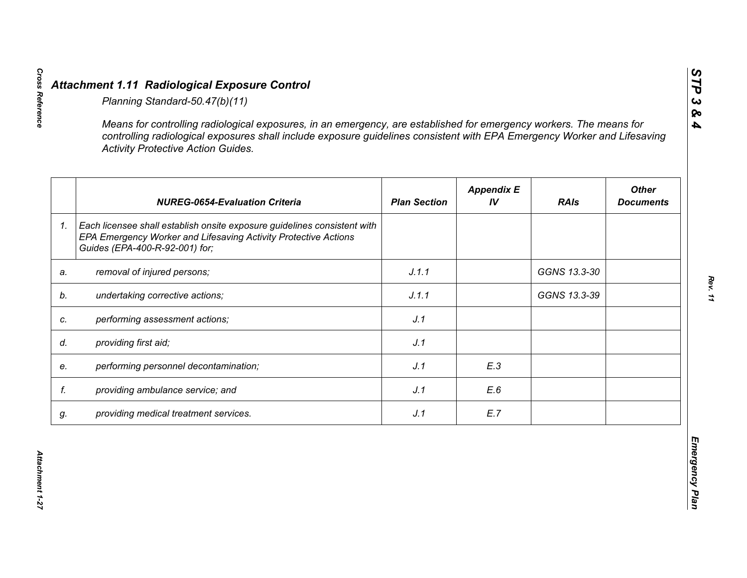## *Attachment 1.11 Radiological Exposure Control*

*Planning Standard-50.47(b)(11)*

*Means for controlling radiological exposures, in an emergency, are established for emergency workers. The means for controlling radiological exposures shall include exposure guidelines consistent with EPA Emergency Worker and Lifesaving Activity Protective Action Guides.*

| | NUREG-0654-Evaluation Criteria | Plan Section | Appendix E IV | RAIs | Other Documents |
|---|---|---|---|---|---|
| 1. | *Each licensee shall establish onsite exposure guidelines consistent with EPA Emergency Worker and Lifesaving Activity Protective Actions Guides (EPA-400-R-92-001) for;* | | | | |
| a. | *removal of injured persons;* | J.1.1 | | GGNS 13.3-30 | |
| b. | *undertaking corrective actions;* | J.1.1 | | GGNS 13.3-39 | |
| c. | *performing assessment actions;* | J.1 | | | |
| d. | *providing first aid;* | J.1 | | | |
| e. | *performing personnel decontamination;* | J.1 | E.3 | | |
| f. | *providing ambulance service; and* | J.1 | E.6 | | |
| g. | *providing medical treatment services.* | J.1 | E.7 | | |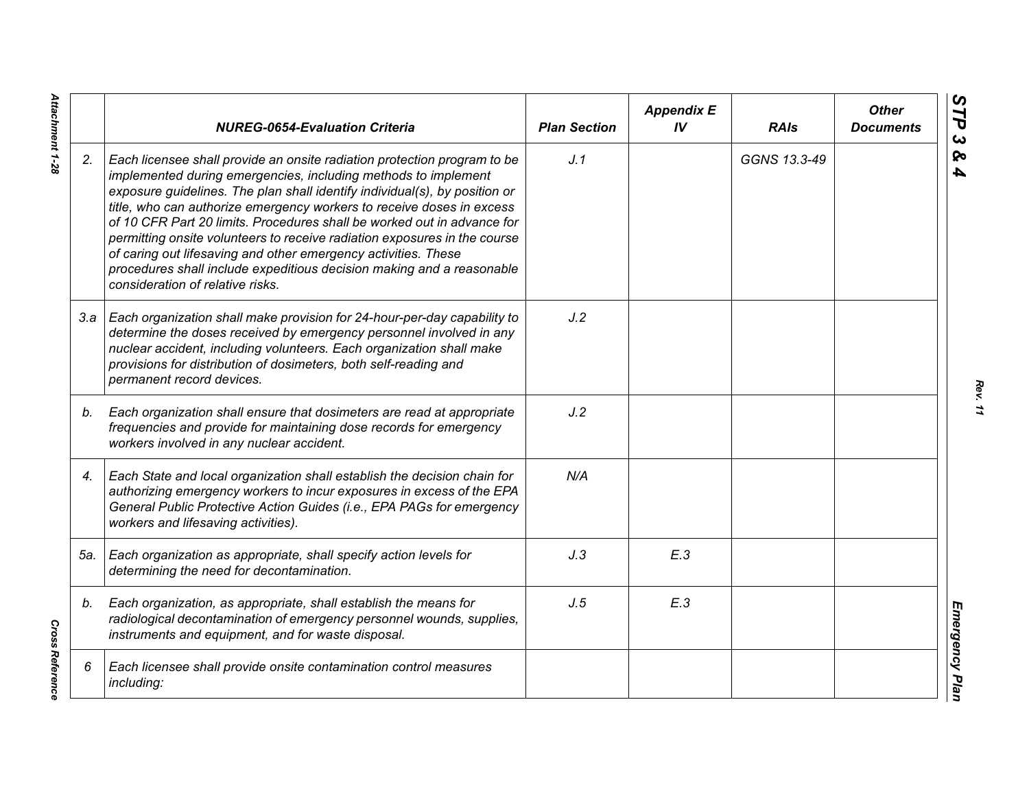|  | NUREG-0654-Evaluation Criteria | Plan Section | Appendix E IV | RAIs | Other Documents |
|---|---|---|---|---|---|
| 2. | *Each licensee shall provide an onsite radiation protection program to be implemented during emergencies, including methods to implement exposure guidelines. The plan shall identify individual(s), by position or title, who can authorize emergency workers to receive doses in excess of 10 CFR Part 20 limits. Procedures shall be worked out in advance for permitting onsite volunteers to receive radiation exposures in the course of caring out lifesaving and other emergency activities. These procedures shall include expeditious decision making and a reasonable consideration of relative risks.* | J.1 |  | GGNS 13.3-49 |  |
| 3.a | *Each organization shall make provision for 24-hour-per-day capability to determine the doses received by emergency personnel involved in any nuclear accident, including volunteers. Each organization shall make provisions for distribution of dosimeters, both self-reading and permanent record devices.* | J.2 |  |  |  |
| b. | *Each organization shall ensure that dosimeters are read at appropriate frequencies and provide for maintaining dose records for emergency workers involved in any nuclear accident.* | J.2 |  |  |  |
| 4. | *Each State and local organization shall establish the decision chain for authorizing emergency workers to incur exposures in excess of the EPA General Public Protective Action Guides (i.e., EPA PAGs for emergency workers and lifesaving activities).* | N/A |  |  |  |
| 5a. | *Each organization as appropriate, shall specify action levels for determining the need for decontamination.* | J.3 | E.3 |  |  |
| b. | *Each organization, as appropriate, shall establish the means for radiological decontamination of emergency personnel wounds, supplies, instruments and equipment, and for waste disposal.* | J.5 | E.3 |  |  |
| 6 | *Each licensee shall provide onsite contamination control measures including:* |  |  |  |  |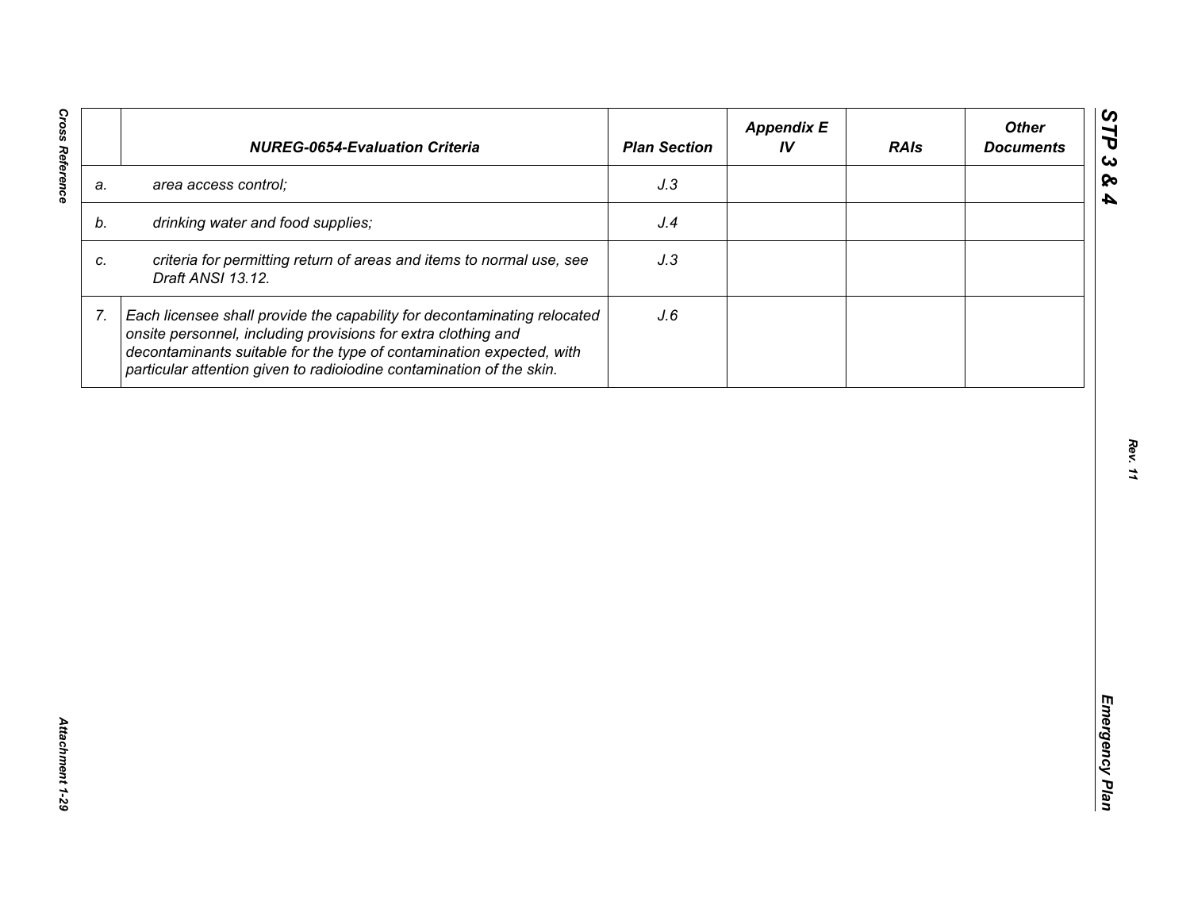| | NUREG-0654-Evaluation Criteria | Plan Section | Appendix E IV | RAIs | Other Documents |
|---|---|---|---|---|---|
| a. | *area access control;* | *J.3* | | | |
| b. | *drinking water and food supplies;* | *J.4* | | | |
| c. | *criteria for permitting return of areas and items to normal use, see Draft ANSI 13.12.* | *J.3* | | | |
| 7. | *Each licensee shall provide the capability for decontaminating relocated onsite personnel, including provisions for extra clothing and decontaminants suitable for the type of contamination expected, with particular attention given to radioiodine contamination of the skin.* | *J.6* | | | |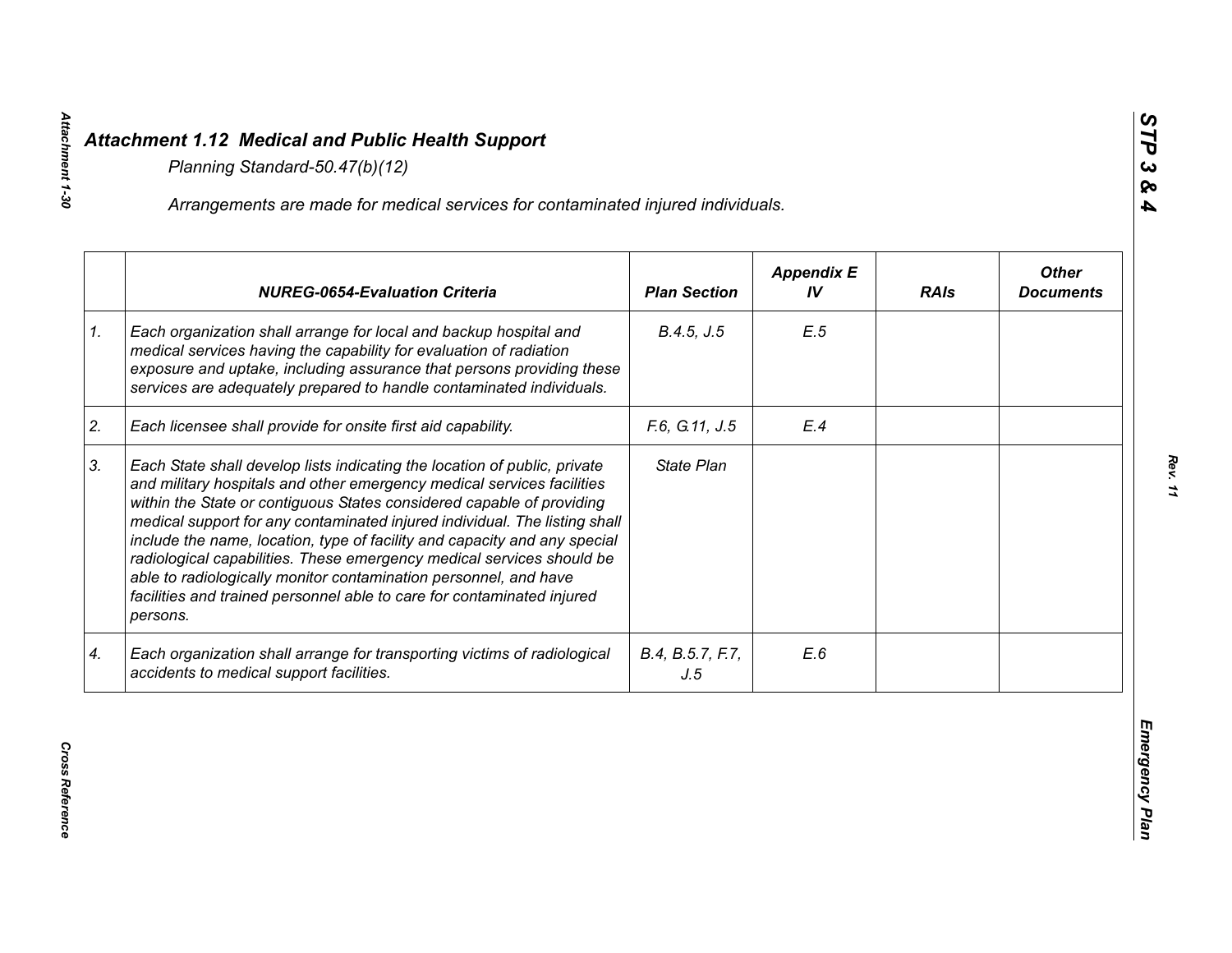## *Attachment 1.12 Medical and Public Health Support*

*Planning Standard-50.47(b)(12)*

*Arrangements are made for medical services for contaminated injured individuals.*

| | *NUREG-0654-Evaluation Criteria* | *Plan Section* | *Appendix E IV* | *RAIs* | *Other Documents* |
|---|---|---|---|---|---|
| *1.* | *Each organization shall arrange for local and backup hospital and medical services having the capability for evaluation of radiation exposure and uptake, including assurance that persons providing these services are adequately prepared to handle contaminated individuals.* | *B.4.5, J.5* | *E.5* | | |
| *2.* | *Each licensee shall provide for onsite first aid capability.* | *F.6, G.11, J.5* | *E.4* | | |
| *3.* | *Each State shall develop lists indicating the location of public, private and military hospitals and other emergency medical services facilities within the State or contiguous States considered capable of providing medical support for any contaminated injured individual. The listing shall include the name, location, type of facility and capacity and any special radiological capabilities. These emergency medical services should be able to radiologically monitor contamination personnel, and have facilities and trained personnel able to care for contaminated injured persons.* | *State Plan* | | | |
| *4.* | *Each organization shall arrange for transporting victims of radiological accidents to medical support facilities.* | *B.4, B.5.7, F.7, J.5* | *E.6* | | |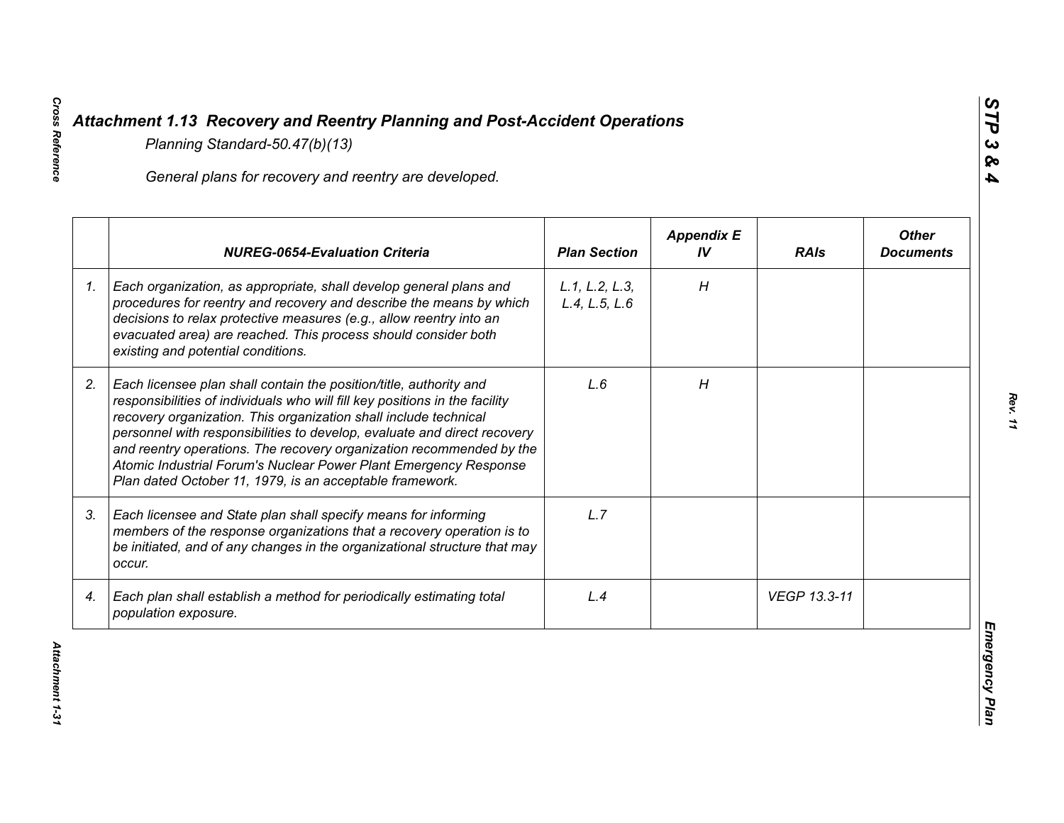# *Attachment 1.13 Recovery and Reentry Planning and Post-Accident Operations*

*Planning Standard-50.47(b)(13)*

*General plans for recovery and reentry are developed.*

| | *NUREG-0654-Evaluation Criteria* | *Plan Section* | *Appendix E IV* | *RAIs* | *Other Documents* |
|---|---|---|---|---|---|
| *1.* | *Each organization, as appropriate, shall develop general plans and procedures for reentry and recovery and describe the means by which decisions to relax protective measures (e.g., allow reentry into an evacuated area) are reached. This process should consider both existing and potential conditions.* | *L.1, L.2, L.3, L.4, L.5, L.6* | *H* | | |
| *2.* | *Each licensee plan shall contain the position/title, authority and responsibilities of individuals who will fill key positions in the facility recovery organization. This organization shall include technical personnel with responsibilities to develop, evaluate and direct recovery and reentry operations. The recovery organization recommended by the Atomic Industrial Forum's Nuclear Power Plant Emergency Response Plan dated October 11, 1979, is an acceptable framework.* | *L.6* | *H* | | |
| *3.* | *Each licensee and State plan shall specify means for informing members of the response organizations that a recovery operation is to be initiated, and of any changes in the organizational structure that may occur.* | *L.7* | | | |
| *4.* | *Each plan shall establish a method for periodically estimating total population exposure.* | *L.4* | | *VEGP 13.3-11* | |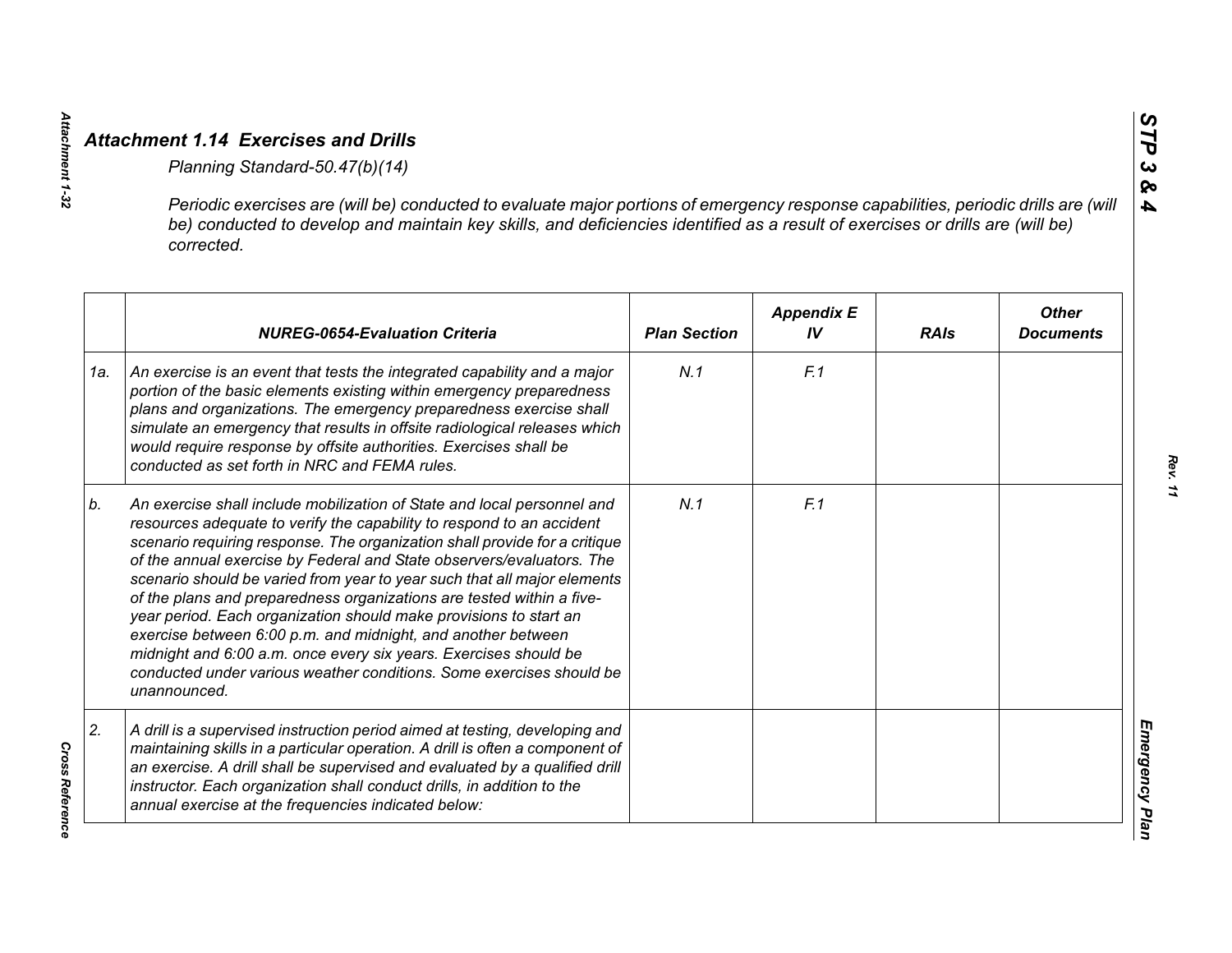## *Attachment 1.14 Exercises and Drills*

*Planning Standard-50.47(b)(14)*

*Periodic exercises are (will be) conducted to evaluate major portions of emergency response capabilities, periodic drills are (will be) conducted to develop and maintain key skills, and deficiencies identified as a result of exercises or drills are (will be) corrected.*

| | ***NUREG-0654-Evaluation Criteria*** | ***Plan Section*** | ***Appendix E IV*** | ***RAIs*** | ***Other Documents*** |
|---|---|---|---|---|---|
| *1a.* | *An exercise is an event that tests the integrated capability and a major portion of the basic elements existing within emergency preparedness plans and organizations. The emergency preparedness exercise shall simulate an emergency that results in offsite radiological releases which would require response by offsite authorities. Exercises shall be conducted as set forth in NRC and FEMA rules.* | *N.1* | *F.1* | | |
| *b.* | *An exercise shall include mobilization of State and local personnel and resources adequate to verify the capability to respond to an accident scenario requiring response. The organization shall provide for a critique of the annual exercise by Federal and State observers/evaluators. The scenario should be varied from year to year such that all major elements of the plans and preparedness organizations are tested within a five-year period. Each organization should make provisions to start an exercise between 6:00 p.m. and midnight, and another between midnight and 6:00 a.m. once every six years. Exercises should be conducted under various weather conditions. Some exercises should be unannounced.* | *N.1* | *F.1* | | |
| *2.* | *A drill is a supervised instruction period aimed at testing, developing and maintaining skills in a particular operation. A drill is often a component of an exercise. A drill shall be supervised and evaluated by a qualified drill instructor. Each organization shall conduct drills, in addition to the annual exercise at the frequencies indicated below:* | | | | |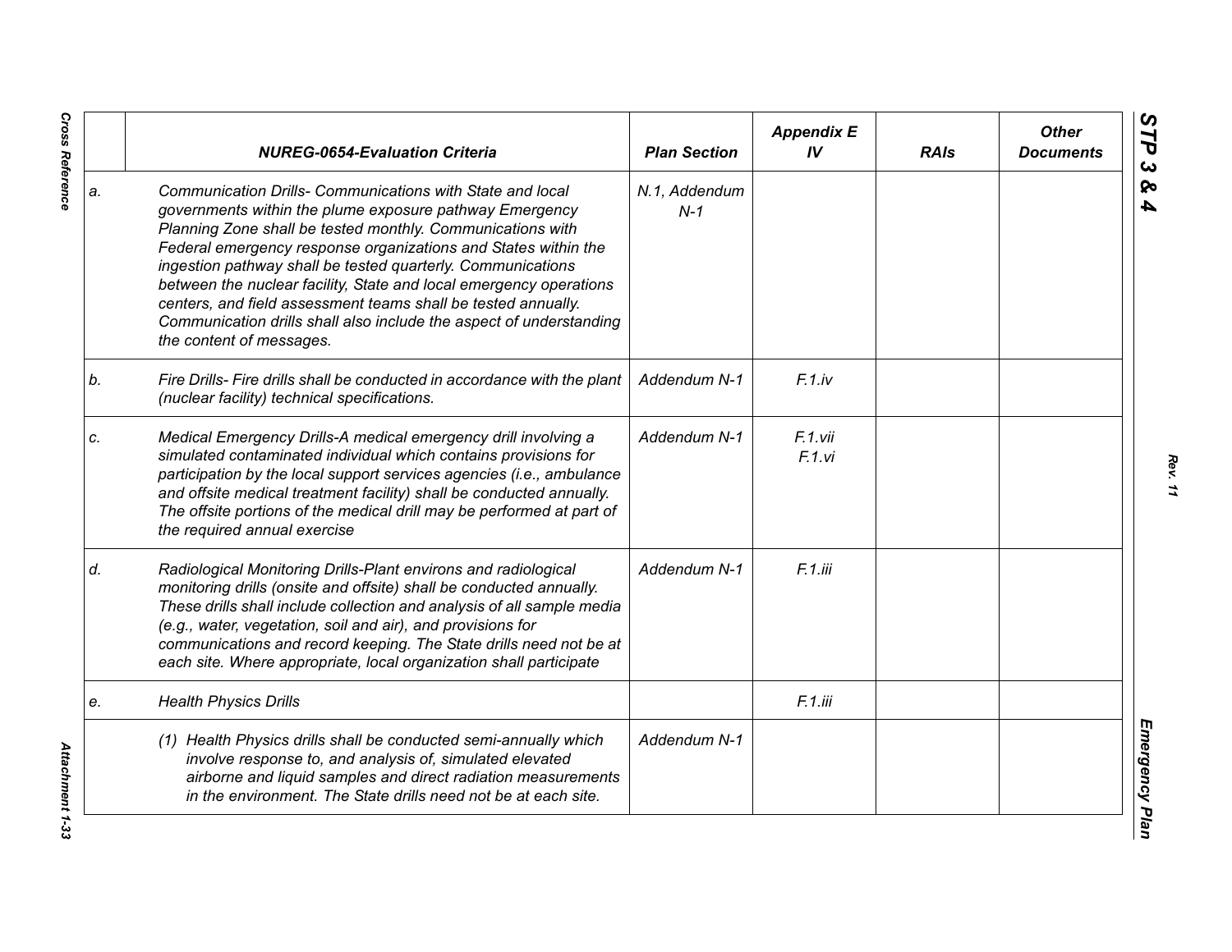|  | NUREG-0654-Evaluation Criteria | Plan Section | Appendix E IV | RAIs | Other Documents |
|---|---|---|---|---|---|
| a. | *Communication Drills- Communications with State and local governments within the plume exposure pathway Emergency Planning Zone shall be tested monthly. Communications with Federal emergency response organizations and States within the ingestion pathway shall be tested quarterly. Communications between the nuclear facility, State and local emergency operations centers, and field assessment teams shall be tested annually. Communication drills shall also include the aspect of understanding the content of messages.* | N.1, Addendum N-1 |  |  |  |
| b. | *Fire Drills- Fire drills shall be conducted in accordance with the plant (nuclear facility) technical specifications.* | Addendum N-1 | F.1.iv |  |  |
| c. | *Medical Emergency Drills-A medical emergency drill involving a simulated contaminated individual which contains provisions for participation by the local support services agencies (i.e., ambulance and offsite medical treatment facility) shall be conducted annually. The offsite portions of the medical drill may be performed at part of the required annual exercise* | Addendum N-1 | F.1.vii F.1.vi |  |  |
| d. | *Radiological Monitoring Drills-Plant environs and radiological monitoring drills (onsite and offsite) shall be conducted annually. These drills shall include collection and analysis of all sample media (e.g., water, vegetation, soil and air), and provisions for communications and record keeping. The State drills need not be at each site. Where appropriate, local organization shall participate* | Addendum N-1 | F.1.iii |  |  |
| e. | *Health Physics Drills* |  | F.1.iii |  |  |
|  | *(1) Health Physics drills shall be conducted semi-annually which involve response to, and analysis of, simulated elevated airborne and liquid samples and direct radiation measurements in the environment. The State drills need not be at each site.* | Addendum N-1 |  |  |  |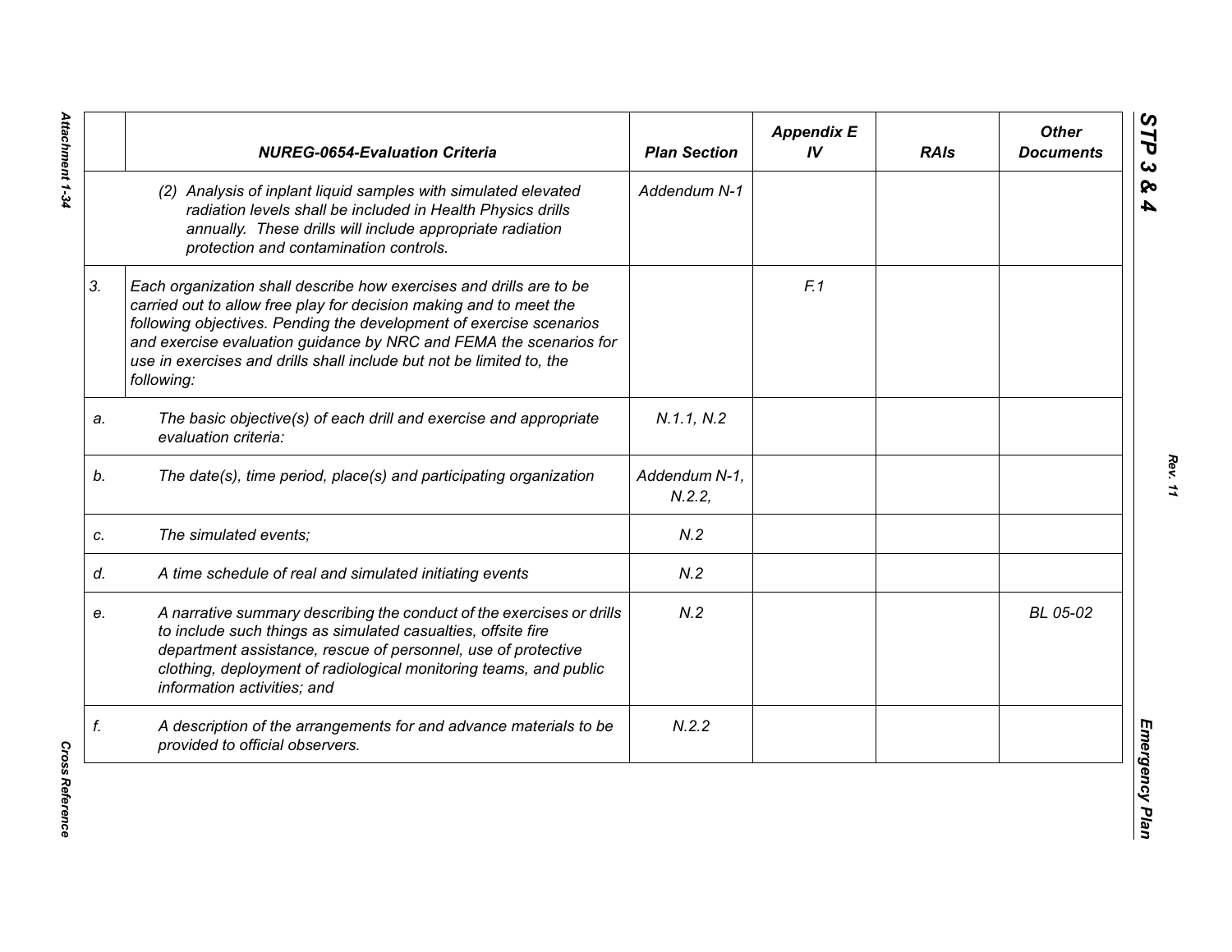| | NUREG-0654-Evaluation Criteria | Plan Section | Appendix E IV | RAIs | Other Documents |
|---|---|---|---|---|---|
| | *(2) Analysis of inplant liquid samples with simulated elevated radiation levels shall be included in Health Physics drills annually. These drills will include appropriate radiation protection and contamination controls.* | *Addendum N-1* | | | |
| *3.* | *Each organization shall describe how exercises and drills are to be carried out to allow free play for decision making and to meet the following objectives. Pending the development of exercise scenarios and exercise evaluation guidance by NRC and FEMA the scenarios for use in exercises and drills shall include but not be limited to, the following:* | | *F.1* | | |
| *a.* | *The basic objective(s) of each drill and exercise and appropriate evaluation criteria:* | *N.1.1, N.2* | | | |
| *b.* | *The date(s), time period, place(s) and participating organization* | *Addendum N-1, N.2.2,* | | | |
| *c.* | *The simulated events;* | *N.2* | | | |
| *d.* | *A time schedule of real and simulated initiating events* | *N.2* | | | |
| *e.* | *A narrative summary describing the conduct of the exercises or drills to include such things as simulated casualties, offsite fire department assistance, rescue of personnel, use of protective clothing, deployment of radiological monitoring teams, and public information activities; and* | *N.2* | | | *BL 05-02* |
| *f.* | *A description of the arrangements for and advance materials to be provided to official observers.* | *N.2.2* | | | |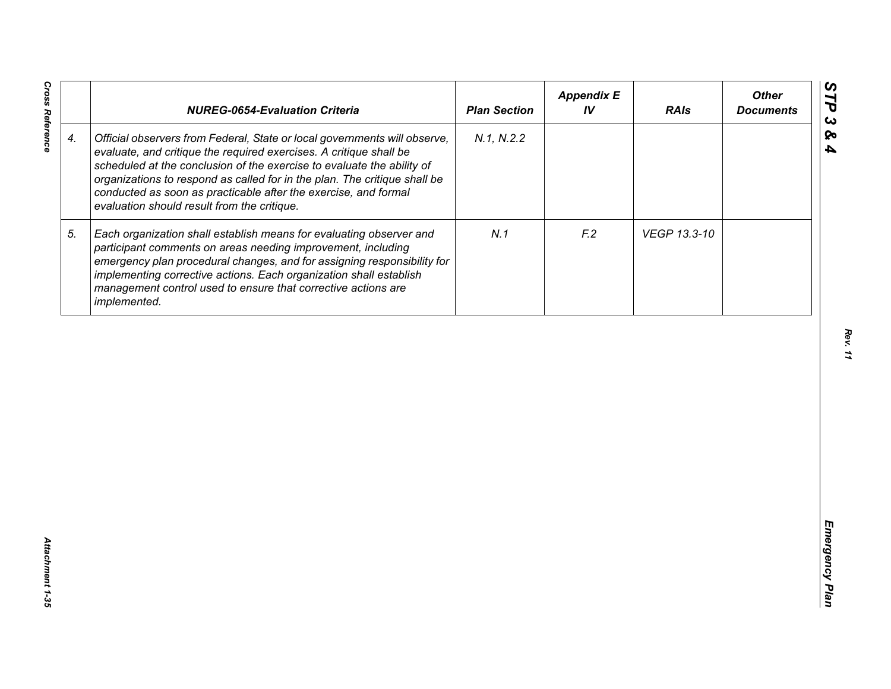|  | NUREG-0654-Evaluation Criteria | Plan Section | Appendix E IV | RAIs | Other Documents |
|---|---|---|---|---|---|
| 4. | *Official observers from Federal, State or local governments will observe, evaluate, and critique the required exercises. A critique shall be scheduled at the conclusion of the exercise to evaluate the ability of organizations to respond as called for in the plan. The critique shall be conducted as soon as practicable after the exercise, and formal evaluation should result from the critique.* | N.1, N.2.2 |  |  |  |
| 5. | *Each organization shall establish means for evaluating observer and participant comments on areas needing improvement, including emergency plan procedural changes, and for assigning responsibility for implementing corrective actions. Each organization shall establish management control used to ensure that corrective actions are implemented.* | N.1 | F.2 | VEGP 13.3-10 |  |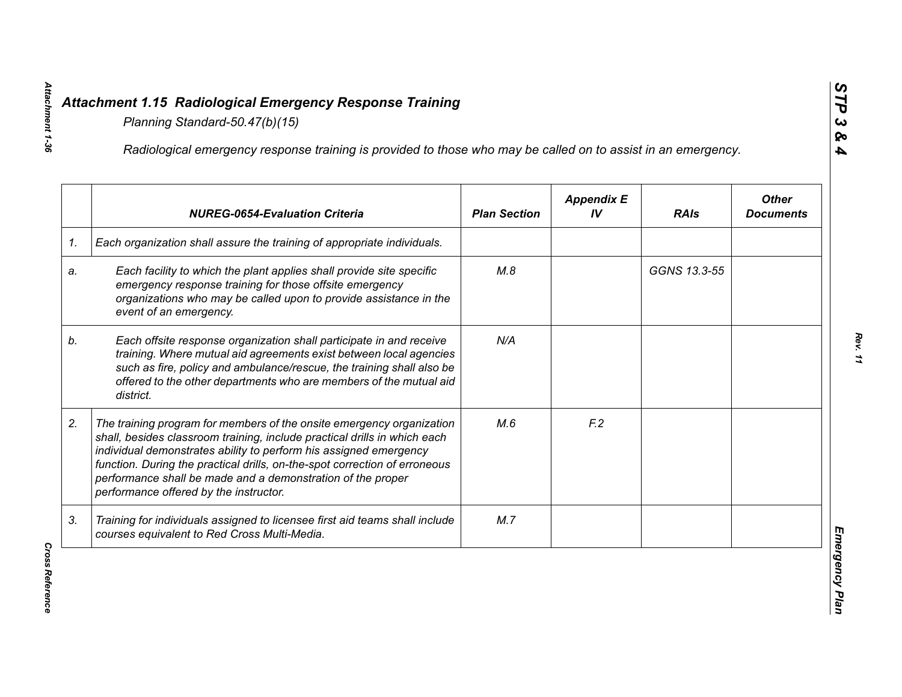## Attachment 1.15 Radiological Emergency Response Training

*Planning Standard-50.47(b)(15)*

*Radiological emergency response training is provided to those who may be called on to assist in an emergency.*

| | NUREG-0654-Evaluation Criteria | Plan Section | Appendix E IV | RAIs | Other Documents |
|---|---|---|---|---|---|
| 1. | Each organization shall assure the training of appropriate individuals. | | | | |
| a. | Each facility to which the plant applies shall provide site specific emergency response training for those offsite emergency organizations who may be called upon to provide assistance in the event of an emergency. | M.8 | | GGNS 13.3-55 | |
| b. | Each offsite response organization shall participate in and receive training. Where mutual aid agreements exist between local agencies such as fire, policy and ambulance/rescue, the training shall also be offered to the other departments who are members of the mutual aid district. | N/A | | | |
| 2. | The training program for members of the onsite emergency organization shall, besides classroom training, include practical drills in which each individual demonstrates ability to perform his assigned emergency function. During the practical drills, on-the-spot correction of erroneous performance shall be made and a demonstration of the proper performance offered by the instructor. | M.6 | F.2 | | |
| 3. | Training for individuals assigned to licensee first aid teams shall include courses equivalent to Red Cross Multi-Media. | M.7 | | | |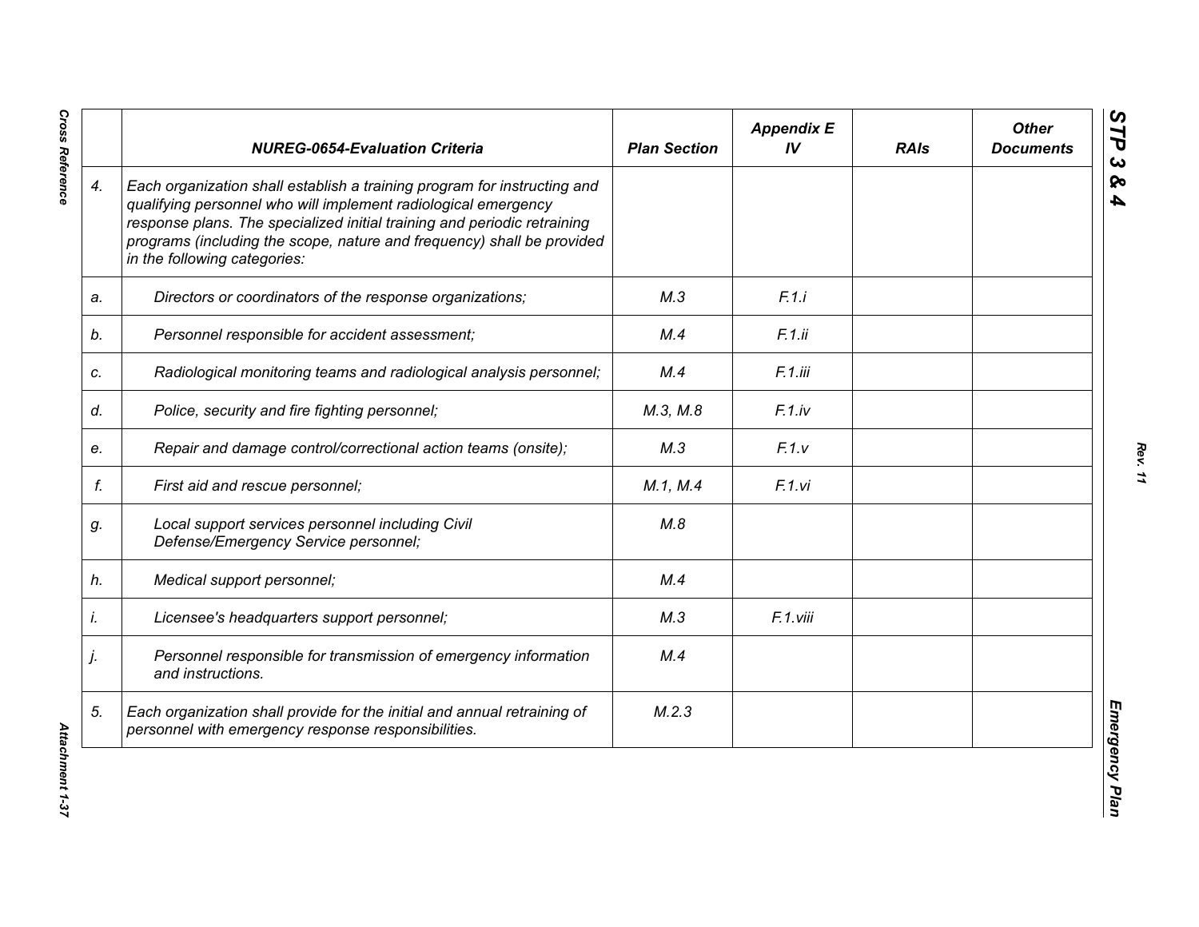|  | NUREG-0654-Evaluation Criteria | Plan Section | Appendix E IV | RAIs | Other Documents |
|---|---|---|---|---|---|
| 4. | *Each organization shall establish a training program for instructing and qualifying personnel who will implement radiological emergency response plans. The specialized initial training and periodic retraining programs (including the scope, nature and frequency) shall be provided in the following categories:* |  |  |  |  |
| a. | *Directors or coordinators of the response organizations;* | M.3 | F.1.i |  |  |
| b. | *Personnel responsible for accident assessment;* | M.4 | F.1.ii |  |  |
| c. | *Radiological monitoring teams and radiological analysis personnel;* | M.4 | F.1.iii |  |  |
| d. | *Police, security and fire fighting personnel;* | M.3, M.8 | F.1.iv |  |  |
| e. | *Repair and damage control/correctional action teams (onsite);* | M.3 | F.1.v |  |  |
| f. | *First aid and rescue personnel;* | M.1, M.4 | F.1.vi |  |  |
| g. | *Local support services personnel including Civil Defense/Emergency Service personnel;* | M.8 |  |  |  |
| h. | *Medical support personnel;* | M.4 |  |  |  |
| i. | *Licensee's headquarters support personnel;* | M.3 | F.1.viii |  |  |
| j. | *Personnel responsible for transmission of emergency information and instructions.* | M.4 |  |  |  |
| 5. | *Each organization shall provide for the initial and annual retraining of personnel with emergency response responsibilities.* | M.2.3 |  |  |  |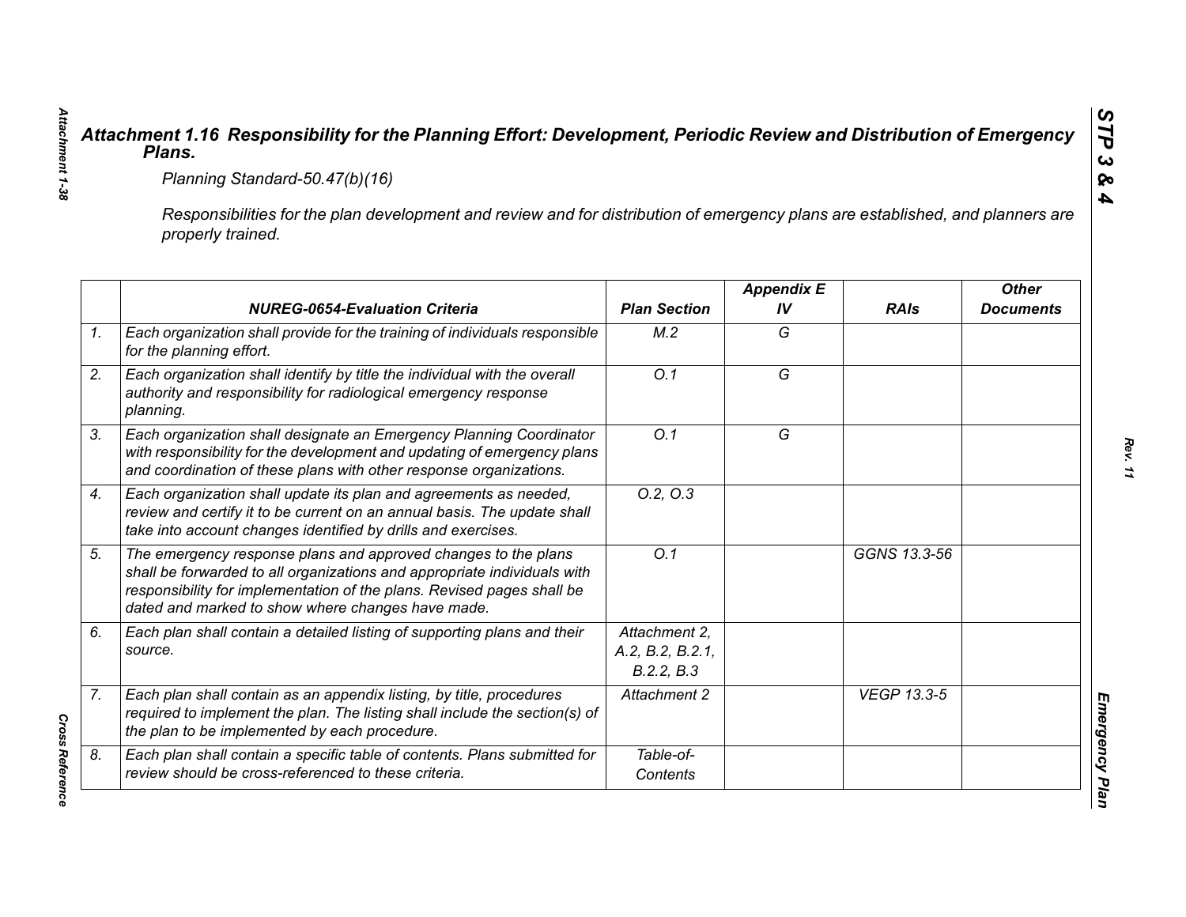# *Attachment 1.16 Responsibility for the Planning Effort: Development, Periodic Review and Distribution of Emergency Plans.*

*Planning Standard-50.47(b)(16)*

*Responsibilities for the plan development and review and for distribution of emergency plans are established, and planners are properly trained.*

| | NUREG-0654-Evaluation Criteria | Plan Section | Appendix E IV | RAIs | Other Documents |
|---|---|---|---|---|---|
| 1. | Each organization shall provide for the training of individuals responsible for the planning effort. | M.2 | G | | |
| 2. | Each organization shall identify by title the individual with the overall authority and responsibility for radiological emergency response planning. | O.1 | G | | |
| 3. | Each organization shall designate an Emergency Planning Coordinator with responsibility for the development and updating of emergency plans and coordination of these plans with other response organizations. | O.1 | G | | |
| 4. | Each organization shall update its plan and agreements as needed, review and certify it to be current on an annual basis. The update shall take into account changes identified by drills and exercises. | O.2, O.3 | | | |
| 5. | The emergency response plans and approved changes to the plans shall be forwarded to all organizations and appropriate individuals with responsibility for implementation of the plans. Revised pages shall be dated and marked to show where changes have made. | O.1 | | GGNS 13.3-56 | |
| 6. | Each plan shall contain a detailed listing of supporting plans and their source. | Attachment 2, A.2, B.2, B.2.1, B.2.2, B.3 | | | |
| 7. | Each plan shall contain as an appendix listing, by title, procedures required to implement the plan. The listing shall include the section(s) of the plan to be implemented by each procedure. | Attachment 2 | | VEGP 13.3-5 | |
| 8. | Each plan shall contain a specific table of contents. Plans submitted for review should be cross-referenced to these criteria. | Table-of-Contents | | | |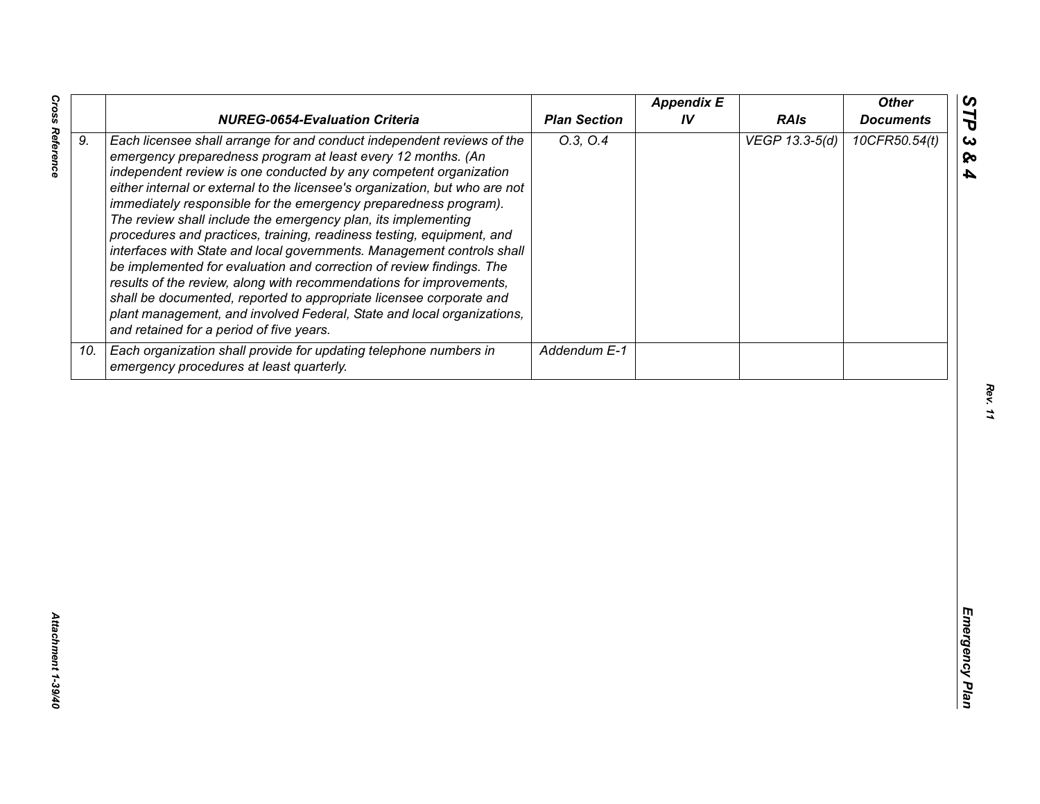| | NUREG-0654-Evaluation Criteria | Plan Section | Appendix E IV | RAIs | Other Documents |
|---|---|---|---|---|---|
| 9. | *Each licensee shall arrange for and conduct independent reviews of the emergency preparedness program at least every 12 months. (An independent review is one conducted by any competent organization either internal or external to the licensee's organization, but who are not immediately responsible for the emergency preparedness program). The review shall include the emergency plan, its implementing procedures and practices, training, readiness testing, equipment, and interfaces with State and local governments. Management controls shall be implemented for evaluation and correction of review findings. The results of the review, along with recommendations for improvements, shall be documented, reported to appropriate licensee corporate and plant management, and involved Federal, State and local organizations, and retained for a period of five years.* | O.3, O.4 | | VEGP 13.3-5(d) | 10CFR50.54(t) |
| 10. | *Each organization shall provide for updating telephone numbers in emergency procedures at least quarterly.* | Addendum E-1 | | | |